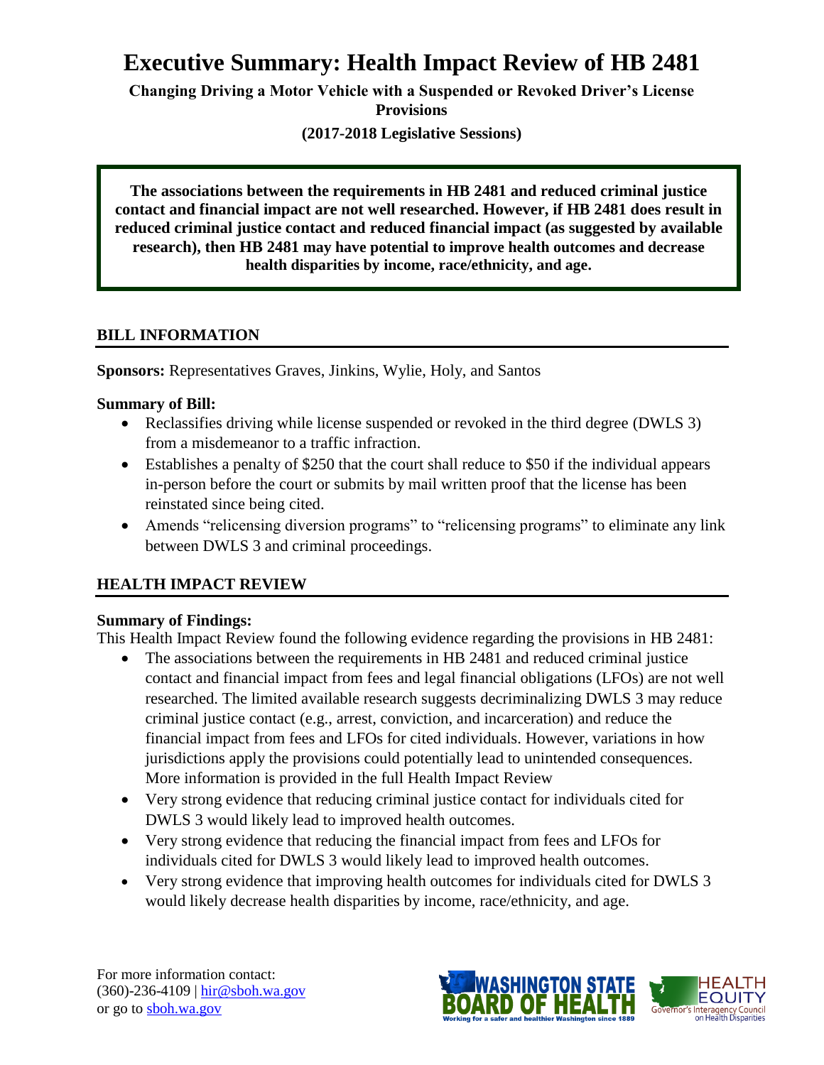# Executive Summary: Health Impact Review of HB 2481

**Changing Driving a Motor Vehicle with a Suspended or Revoked Driver's License Provisions**

**(2017-2018 Legislative Sessions)**

**The associations between the requirements in HB 2481 and reduced criminal justice contact and financial impact are not well researched. However, if HB 2481 does result in reduced criminal justice contact and reduced financial impact (as suggested by available research), then HB 2481 may have potential to improve health outcomes and decrease health disparities by income, race/ethnicity, and age.**

## BILL INFORMATION

**Sponsors:** Representatives Graves, Jinkins, Wylie, Holy, and Santos

**Summary of Bill:**

- Reclassifies driving while license suspended or revoked in the third degree (DWLS 3) from a misdemeanor to a traffic infraction.
- Establishes a penalty of $250 that the court shall reduce to $50 if the individual appears in-person before the court or submits by mail written proof that the license has been reinstated since being cited.
- Amends "relicensing diversion programs" to "relicensing programs" to eliminate any link between DWLS 3 and criminal proceedings.

## HEALTH IMPACT REVIEW

**Summary of Findings:**

This Health Impact Review found the following evidence regarding the provisions in HB 2481:

- The associations between the requirements in HB 2481 and reduced criminal justice contact and financial impact from fees and legal financial obligations (LFOs) are not well researched. The limited available research suggests decriminalizing DWLS 3 may reduce criminal justice contact (e.g., arrest, conviction, and incarceration) and reduce the financial impact from fees and LFOs for cited individuals. However, variations in how jurisdictions apply the provisions could potentially lead to unintended consequences. More information is provided in the full Health Impact Review
- Very strong evidence that reducing criminal justice contact for individuals cited for DWLS 3 would likely lead to improved health outcomes.
- Very strong evidence that reducing the financial impact from fees and LFOs for individuals cited for DWLS 3 would likely lead to improved health outcomes.
- Very strong evidence that improving health outcomes for individuals cited for DWLS 3 would likely decrease health disparities by income, race/ethnicity, and age.

For more information contact:
(360)-236-4109 | hir@sboh.wa.gov
or go to sboh.wa.gov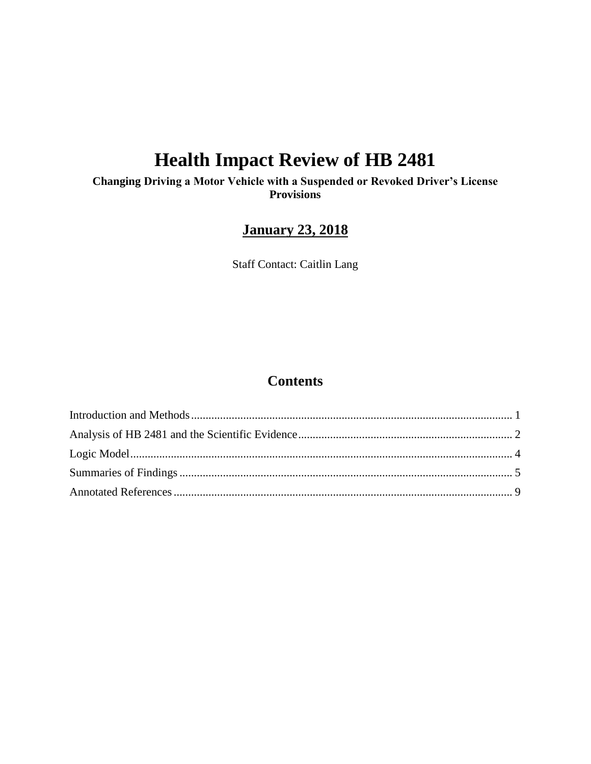# Health Impact Review of HB 2481

**Changing Driving a Motor Vehicle with a Suspended or Revoked Driver's License Provisions**

**January 23, 2018**

Staff Contact: Caitlin Lang

## Contents

Introduction and Methods .... 1
Analysis of HB 2481 and the Scientific Evidence .... 2
Logic Model .... 4
Summaries of Findings .... 5
Annotated References .... 9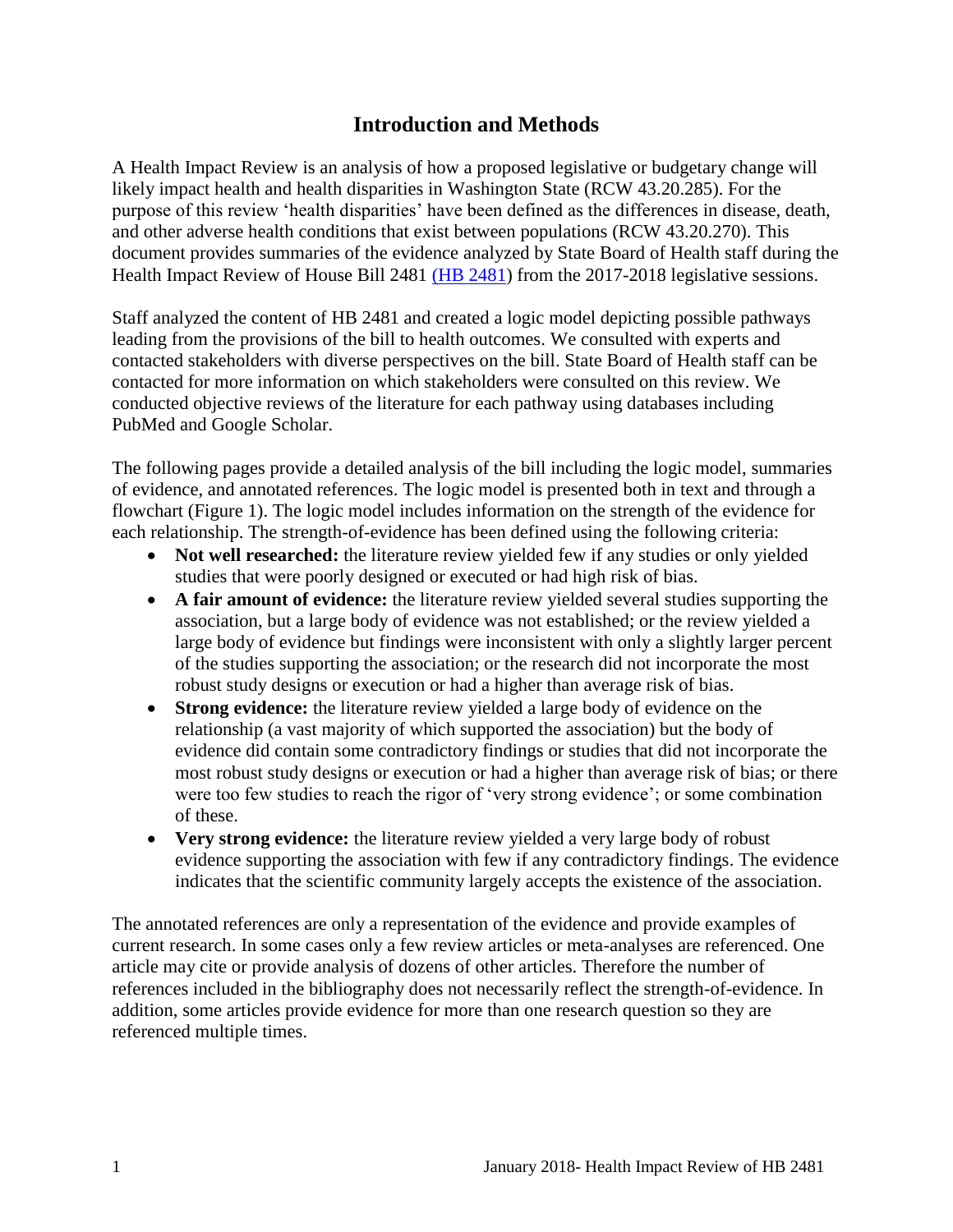# Introduction and Methods

A Health Impact Review is an analysis of how a proposed legislative or budgetary change will likely impact health and health disparities in Washington State (RCW 43.20.285). For the purpose of this review 'health disparities' have been defined as the differences in disease, death, and other adverse health conditions that exist between populations (RCW 43.20.270). This document provides summaries of the evidence analyzed by State Board of Health staff during the Health Impact Review of House Bill 2481 (HB 2481) from the 2017-2018 legislative sessions.

Staff analyzed the content of HB 2481 and created a logic model depicting possible pathways leading from the provisions of the bill to health outcomes. We consulted with experts and contacted stakeholders with diverse perspectives on the bill. State Board of Health staff can be contacted for more information on which stakeholders were consulted on this review. We conducted objective reviews of the literature for each pathway using databases including PubMed and Google Scholar.

The following pages provide a detailed analysis of the bill including the logic model, summaries of evidence, and annotated references. The logic model is presented both in text and through a flowchart (Figure 1). The logic model includes information on the strength of the evidence for each relationship. The strength-of-evidence has been defined using the following criteria:

- **Not well researched:** the literature review yielded few if any studies or only yielded studies that were poorly designed or executed or had high risk of bias.
- **A fair amount of evidence:** the literature review yielded several studies supporting the association, but a large body of evidence was not established; or the review yielded a large body of evidence but findings were inconsistent with only a slightly larger percent of the studies supporting the association; or the research did not incorporate the most robust study designs or execution or had a higher than average risk of bias.
- **Strong evidence:** the literature review yielded a large body of evidence on the relationship (a vast majority of which supported the association) but the body of evidence did contain some contradictory findings or studies that did not incorporate the most robust study designs or execution or had a higher than average risk of bias; or there were too few studies to reach the rigor of 'very strong evidence'; or some combination of these.
- **Very strong evidence:** the literature review yielded a very large body of robust evidence supporting the association with few if any contradictory findings. The evidence indicates that the scientific community largely accepts the existence of the association.

The annotated references are only a representation of the evidence and provide examples of current research. In some cases only a few review articles or meta-analyses are referenced. One article may cite or provide analysis of dozens of other articles. Therefore the number of references included in the bibliography does not necessarily reflect the strength-of-evidence. In addition, some articles provide evidence for more than one research question so they are referenced multiple times.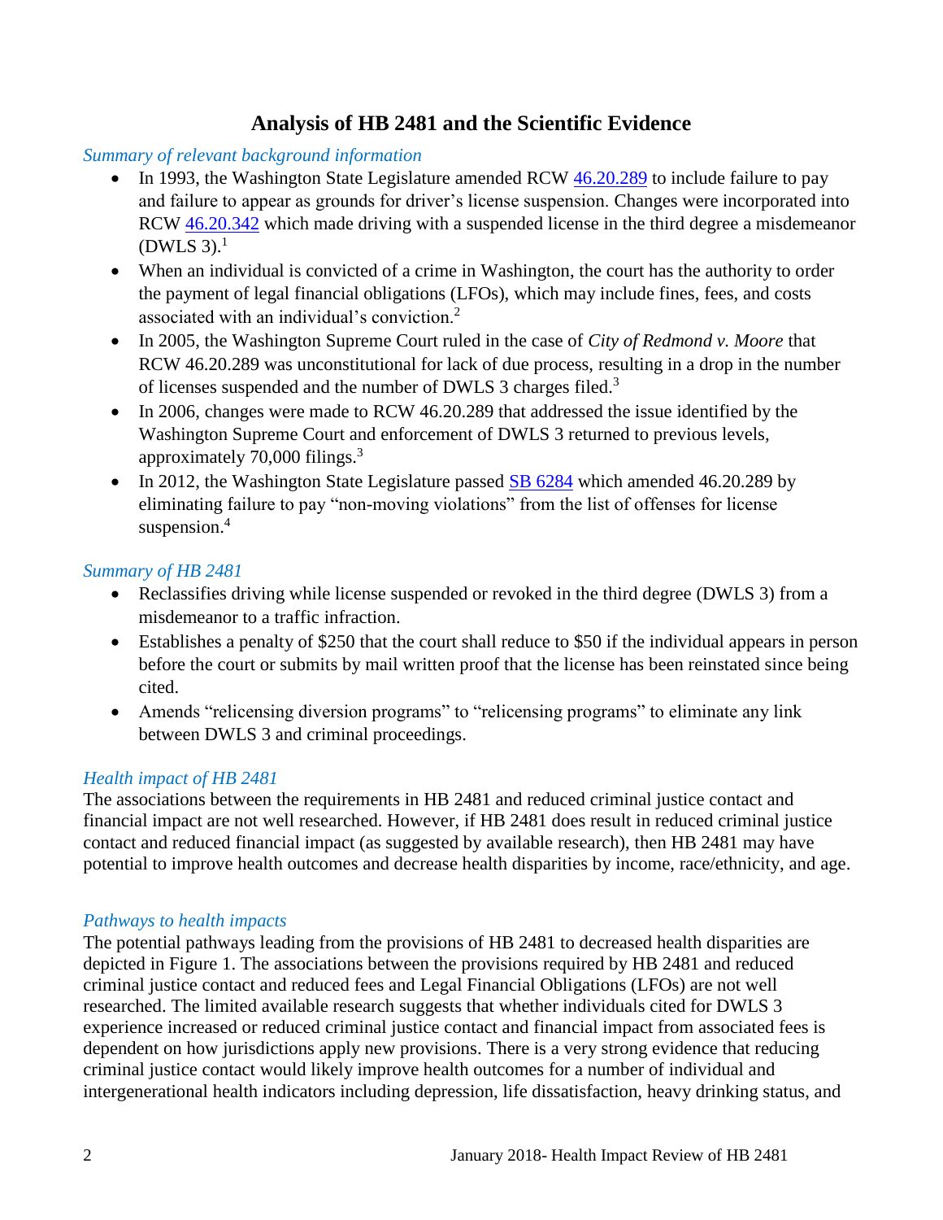## Analysis of HB 2481 and the Scientific Evidence

*Summary of relevant background information*

- In 1993, the Washington State Legislature amended RCW 46.20.289 to include failure to pay and failure to appear as grounds for driver's license suspension. Changes were incorporated into RCW 46.20.342 which made driving with a suspended license in the third degree a misdemeanor (DWLS 3).[1]
- When an individual is convicted of a crime in Washington, the court has the authority to order the payment of legal financial obligations (LFOs), which may include fines, fees, and costs associated with an individual's conviction.[2]
- In 2005, the Washington Supreme Court ruled in the case of *City of Redmond v. Moore* that RCW 46.20.289 was unconstitutional for lack of due process, resulting in a drop in the number of licenses suspended and the number of DWLS 3 charges filed.[3]
- In 2006, changes were made to RCW 46.20.289 that addressed the issue identified by the Washington Supreme Court and enforcement of DWLS 3 returned to previous levels, approximately 70,000 filings.[3]
- In 2012, the Washington State Legislature passed SB 6284 which amended 46.20.289 by eliminating failure to pay "non-moving violations" from the list of offenses for license suspension.[4]

*Summary of HB 2481*

- Reclassifies driving while license suspended or revoked in the third degree (DWLS 3) from a misdemeanor to a traffic infraction.
- Establishes a penalty of $250 that the court shall reduce to $50 if the individual appears in person before the court or submits by mail written proof that the license has been reinstated since being cited.
- Amends "relicensing diversion programs" to "relicensing programs" to eliminate any link between DWLS 3 and criminal proceedings.

*Health impact of HB 2481*

The associations between the requirements in HB 2481 and reduced criminal justice contact and financial impact are not well researched. However, if HB 2481 does result in reduced criminal justice contact and reduced financial impact (as suggested by available research), then HB 2481 may have potential to improve health outcomes and decrease health disparities by income, race/ethnicity, and age.

*Pathways to health impacts*

The potential pathways leading from the provisions of HB 2481 to decreased health disparities are depicted in Figure 1. The associations between the provisions required by HB 2481 and reduced criminal justice contact and reduced fees and Legal Financial Obligations (LFOs) are not well researched. The limited available research suggests that whether individuals cited for DWLS 3 experience increased or reduced criminal justice contact and financial impact from associated fees is dependent on how jurisdictions apply new provisions. There is a very strong evidence that reducing criminal justice contact would likely improve health outcomes for a number of individual and intergenerational health indicators including depression, life dissatisfaction, heavy drinking status, and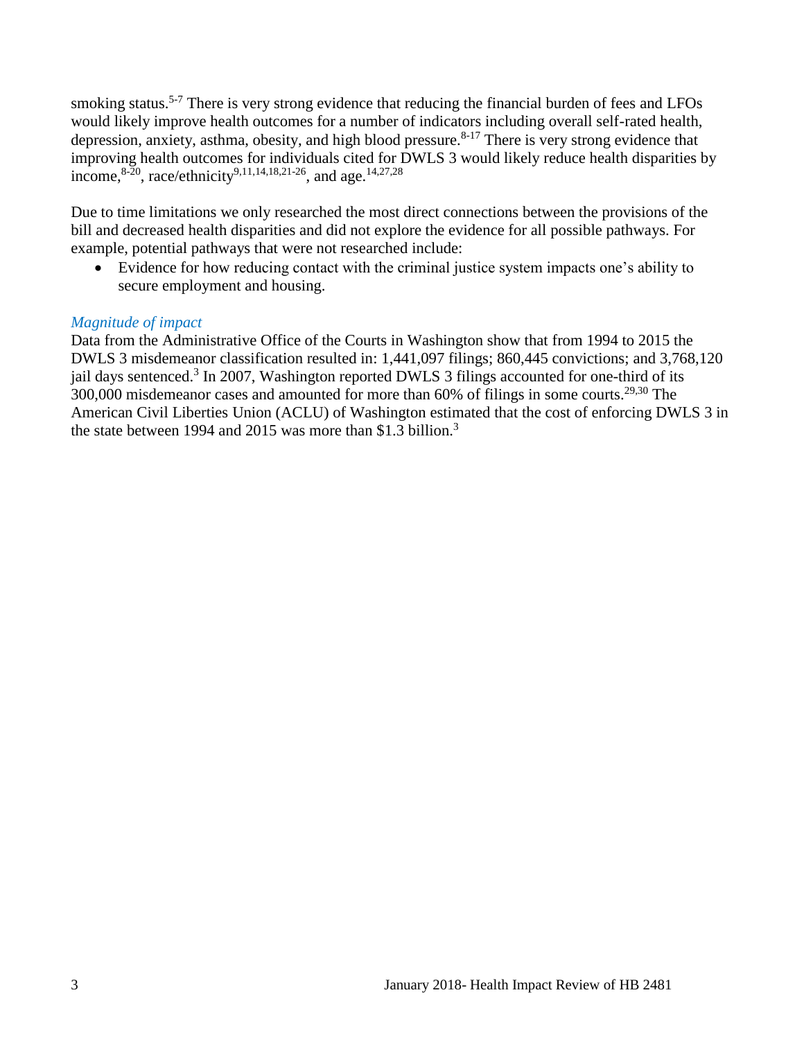smoking status.[5-7] There is very strong evidence that reducing the financial burden of fees and LFOs would likely improve health outcomes for a number of indicators including overall self-rated health, depression, anxiety, asthma, obesity, and high blood pressure.[8-17] There is very strong evidence that improving health outcomes for individuals cited for DWLS 3 would likely reduce health disparities by income,[8-20], race/ethnicity[9,11,14,18,21-26], and age.[14,27,28]

Due to time limitations we only researched the most direct connections between the provisions of the bill and decreased health disparities and did not explore the evidence for all possible pathways. For example, potential pathways that were not researched include:

- Evidence for how reducing contact with the criminal justice system impacts one's ability to secure employment and housing.

### *Magnitude of impact*

Data from the Administrative Office of the Courts in Washington show that from 1994 to 2015 the DWLS 3 misdemeanor classification resulted in: 1,441,097 filings; 860,445 convictions; and 3,768,120 jail days sentenced.[3] In 2007, Washington reported DWLS 3 filings accounted for one-third of its 300,000 misdemeanor cases and amounted for more than 60% of filings in some courts.[29,30] The American Civil Liberties Union (ACLU) of Washington estimated that the cost of enforcing DWLS 3 in the state between 1994 and 2015 was more than $1.3 billion.[3]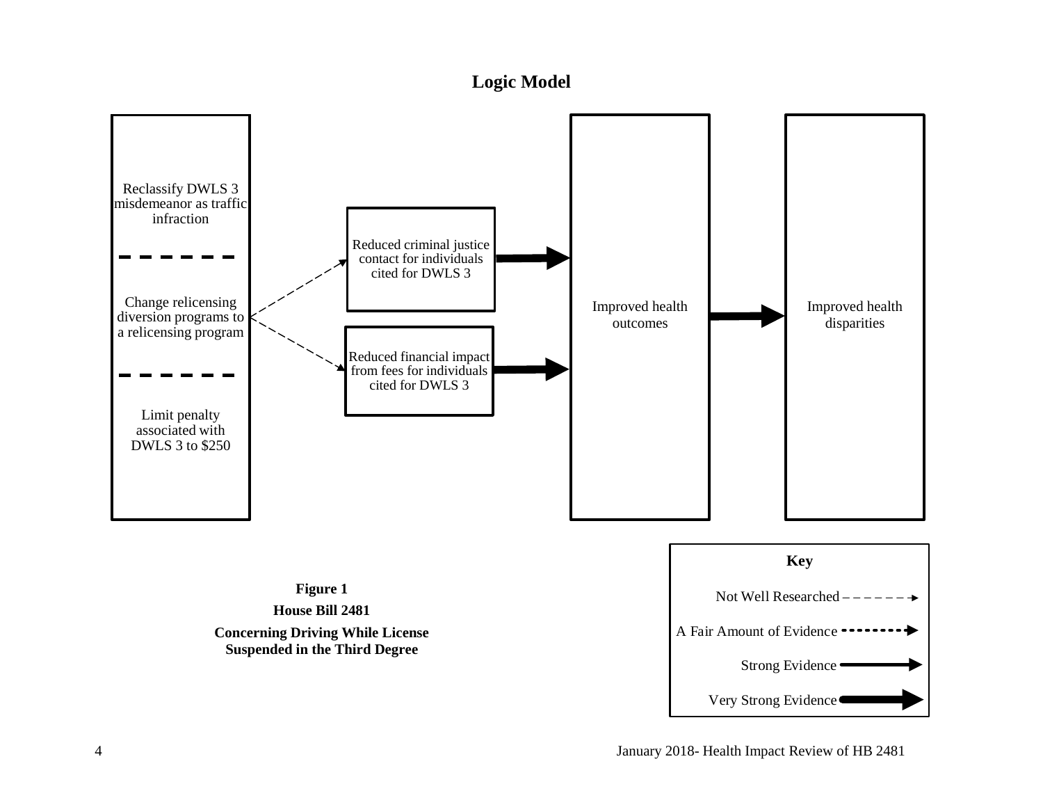# Logic Model

Reclassify DWLS 3 misdemeanor as traffic infraction

Change relicensing diversion programs to a relicensing program

Limit penalty associated with DWLS 3 to $250

Reduced criminal justice contact for individuals cited for DWLS 3

Reduced financial impact from fees for individuals cited for DWLS 3

Improved health outcomes

Improved health disparities

**Key**

Not Well Researched

A Fair Amount of Evidence

Strong Evidence

Very Strong Evidence

**Figure 1**

**House Bill 2481**

**Concerning Driving While License Suspended in the Third Degree**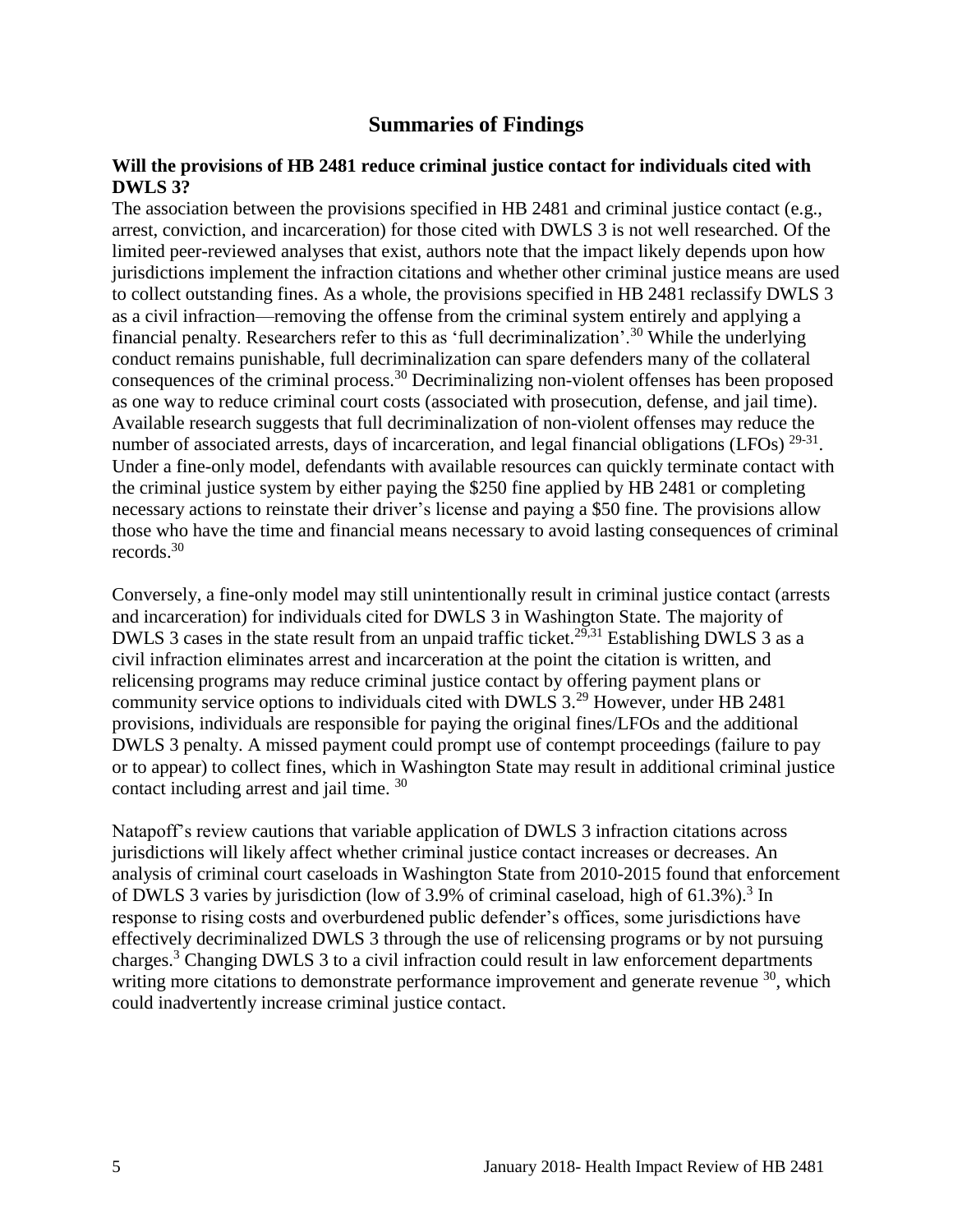## Summaries of Findings

**Will the provisions of HB 2481 reduce criminal justice contact for individuals cited with DWLS 3?**

The association between the provisions specified in HB 2481 and criminal justice contact (e.g., arrest, conviction, and incarceration) for those cited with DWLS 3 is not well researched. Of the limited peer-reviewed analyses that exist, authors note that the impact likely depends upon how jurisdictions implement the infraction citations and whether other criminal justice means are used to collect outstanding fines. As a whole, the provisions specified in HB 2481 reclassify DWLS 3 as a civil infraction—removing the offense from the criminal system entirely and applying a financial penalty. Researchers refer to this as 'full decriminalization'.[30] While the underlying conduct remains punishable, full decriminalization can spare defenders many of the collateral consequences of the criminal process.[30] Decriminalizing non-violent offenses has been proposed as one way to reduce criminal court costs (associated with prosecution, defense, and jail time). Available research suggests that full decriminalization of non-violent offenses may reduce the number of associated arrests, days of incarceration, and legal financial obligations (LFOs) [29-31]. Under a fine-only model, defendants with available resources can quickly terminate contact with the criminal justice system by either paying the $250 fine applied by HB 2481 or completing necessary actions to reinstate their driver's license and paying a $50 fine. The provisions allow those who have the time and financial means necessary to avoid lasting consequences of criminal records.[30]

Conversely, a fine-only model may still unintentionally result in criminal justice contact (arrests and incarceration) for individuals cited for DWLS 3 in Washington State. The majority of DWLS 3 cases in the state result from an unpaid traffic ticket.[29,31] Establishing DWLS 3 as a civil infraction eliminates arrest and incarceration at the point the citation is written, and relicensing programs may reduce criminal justice contact by offering payment plans or community service options to individuals cited with DWLS 3.[29] However, under HB 2481 provisions, individuals are responsible for paying the original fines/LFOs and the additional DWLS 3 penalty. A missed payment could prompt use of contempt proceedings (failure to pay or to appear) to collect fines, which in Washington State may result in additional criminal justice contact including arrest and jail time. [30]

Natapoff's review cautions that variable application of DWLS 3 infraction citations across jurisdictions will likely affect whether criminal justice contact increases or decreases. An analysis of criminal court caseloads in Washington State from 2010-2015 found that enforcement of DWLS 3 varies by jurisdiction (low of 3.9% of criminal caseload, high of 61.3%).[3] In response to rising costs and overburdened public defender's offices, some jurisdictions have effectively decriminalized DWLS 3 through the use of relicensing programs or by not pursuing charges.[3] Changing DWLS 3 to a civil infraction could result in law enforcement departments writing more citations to demonstrate performance improvement and generate revenue [30], which could inadvertently increase criminal justice contact.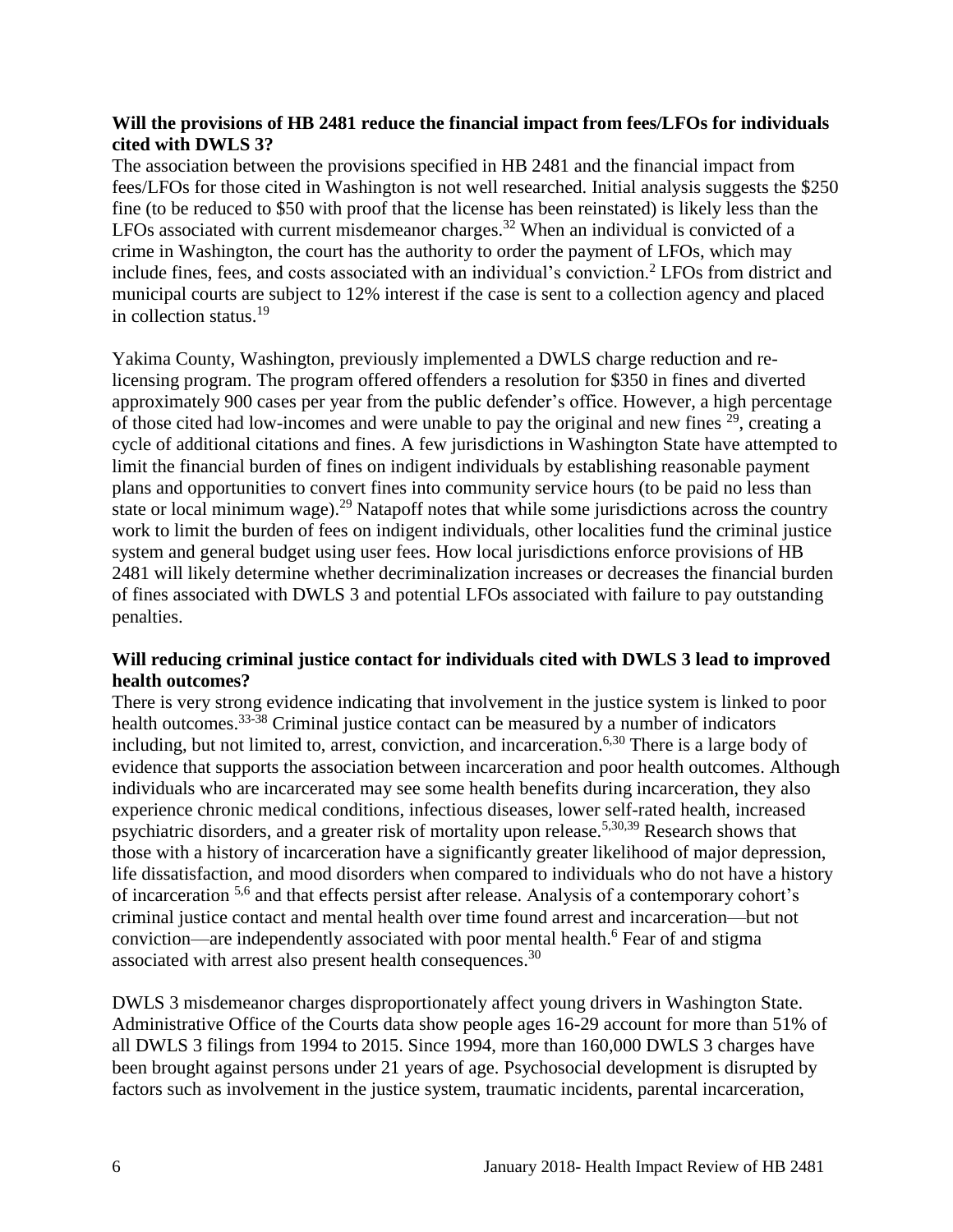**Will the provisions of HB 2481 reduce the financial impact from fees/LFOs for individuals cited with DWLS 3?**

The association between the provisions specified in HB 2481 and the financial impact from fees/LFOs for those cited in Washington is not well researched. Initial analysis suggests the $250 fine (to be reduced to $50 with proof that the license has been reinstated) is likely less than the LFOs associated with current misdemeanor charges.[32] When an individual is convicted of a crime in Washington, the court has the authority to order the payment of LFOs, which may include fines, fees, and costs associated with an individual's conviction.[2] LFOs from district and municipal courts are subject to 12% interest if the case is sent to a collection agency and placed in collection status.[19]

Yakima County, Washington, previously implemented a DWLS charge reduction and re-licensing program. The program offered offenders a resolution for $350 in fines and diverted approximately 900 cases per year from the public defender's office. However, a high percentage of those cited had low-incomes and were unable to pay the original and new fines [29], creating a cycle of additional citations and fines. A few jurisdictions in Washington State have attempted to limit the financial burden of fines on indigent individuals by establishing reasonable payment plans and opportunities to convert fines into community service hours (to be paid no less than state or local minimum wage).[29] Natapoff notes that while some jurisdictions across the country work to limit the burden of fees on indigent individuals, other localities fund the criminal justice system and general budget using user fees. How local jurisdictions enforce provisions of HB 2481 will likely determine whether decriminalization increases or decreases the financial burden of fines associated with DWLS 3 and potential LFOs associated with failure to pay outstanding penalties.

**Will reducing criminal justice contact for individuals cited with DWLS 3 lead to improved health outcomes?**

There is very strong evidence indicating that involvement in the justice system is linked to poor health outcomes.[33-38] Criminal justice contact can be measured by a number of indicators including, but not limited to, arrest, conviction, and incarceration.[6,30] There is a large body of evidence that supports the association between incarceration and poor health outcomes. Although individuals who are incarcerated may see some health benefits during incarceration, they also experience chronic medical conditions, infectious diseases, lower self-rated health, increased psychiatric disorders, and a greater risk of mortality upon release.[5,30,39] Research shows that those with a history of incarceration have a significantly greater likelihood of major depression, life dissatisfaction, and mood disorders when compared to individuals who do not have a history of incarceration [5,6] and that effects persist after release. Analysis of a contemporary cohort's criminal justice contact and mental health over time found arrest and incarceration—but not conviction—are independently associated with poor mental health.[6] Fear of and stigma associated with arrest also present health consequences.[30]

DWLS 3 misdemeanor charges disproportionately affect young drivers in Washington State. Administrative Office of the Courts data show people ages 16-29 account for more than 51% of all DWLS 3 filings from 1994 to 2015. Since 1994, more than 160,000 DWLS 3 charges have been brought against persons under 21 years of age. Psychosocial development is disrupted by factors such as involvement in the justice system, traumatic incidents, parental incarceration,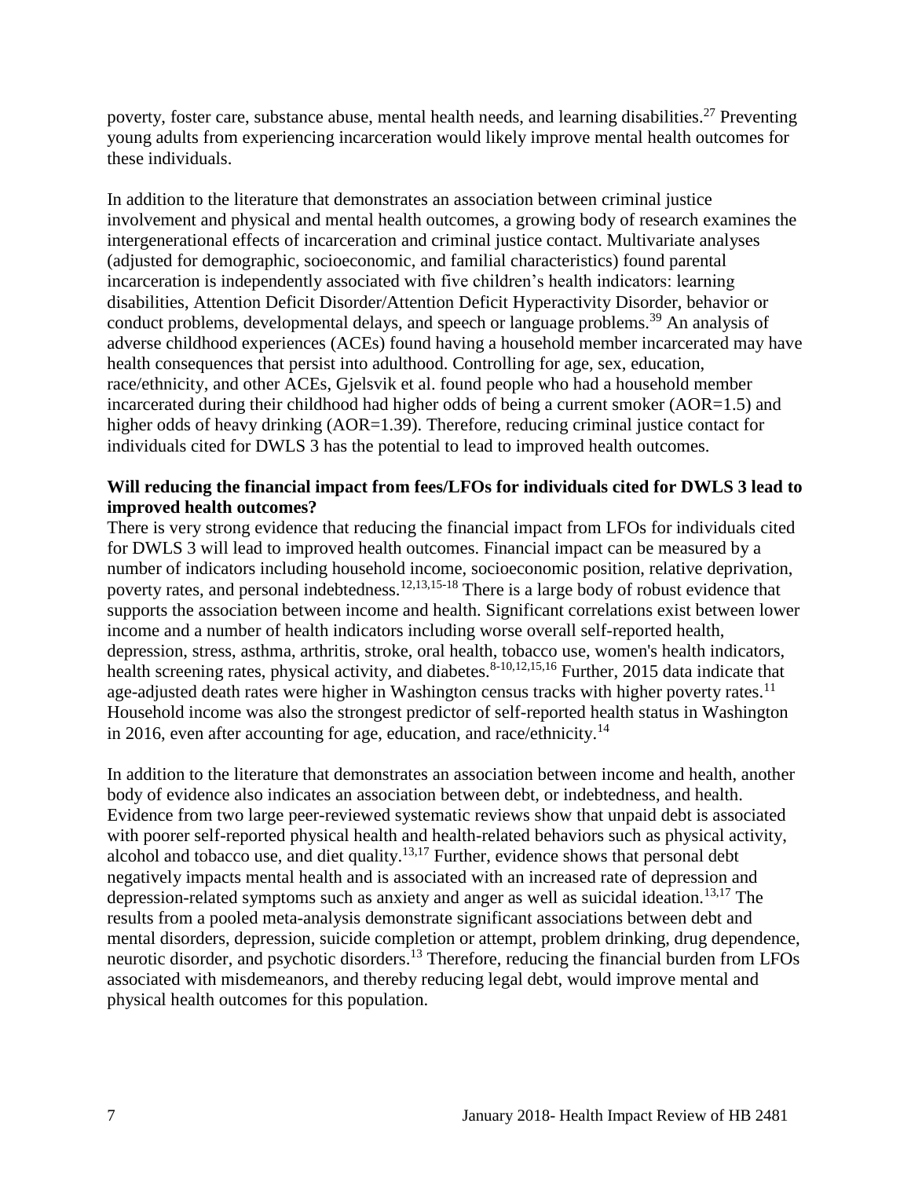poverty, foster care, substance abuse, mental health needs, and learning disabilities.[27] Preventing young adults from experiencing incarceration would likely improve mental health outcomes for these individuals.

In addition to the literature that demonstrates an association between criminal justice involvement and physical and mental health outcomes, a growing body of research examines the intergenerational effects of incarceration and criminal justice contact. Multivariate analyses (adjusted for demographic, socioeconomic, and familial characteristics) found parental incarceration is independently associated with five children's health indicators: learning disabilities, Attention Deficit Disorder/Attention Deficit Hyperactivity Disorder, behavior or conduct problems, developmental delays, and speech or language problems.[39] An analysis of adverse childhood experiences (ACEs) found having a household member incarcerated may have health consequences that persist into adulthood. Controlling for age, sex, education, race/ethnicity, and other ACEs, Gjelsvik et al. found people who had a household member incarcerated during their childhood had higher odds of being a current smoker (AOR=1.5) and higher odds of heavy drinking (AOR=1.39). Therefore, reducing criminal justice contact for individuals cited for DWLS 3 has the potential to lead to improved health outcomes.

**Will reducing the financial impact from fees/LFOs for individuals cited for DWLS 3 lead to improved health outcomes?**

There is very strong evidence that reducing the financial impact from LFOs for individuals cited for DWLS 3 will lead to improved health outcomes. Financial impact can be measured by a number of indicators including household income, socioeconomic position, relative deprivation, poverty rates, and personal indebtedness.[12,13,15-18] There is a large body of robust evidence that supports the association between income and health. Significant correlations exist between lower income and a number of health indicators including worse overall self-reported health, depression, stress, asthma, arthritis, stroke, oral health, tobacco use, women's health indicators, health screening rates, physical activity, and diabetes.[8-10,12,15,16] Further, 2015 data indicate that age-adjusted death rates were higher in Washington census tracks with higher poverty rates.[11] Household income was also the strongest predictor of self-reported health status in Washington in 2016, even after accounting for age, education, and race/ethnicity.[14]

In addition to the literature that demonstrates an association between income and health, another body of evidence also indicates an association between debt, or indebtedness, and health. Evidence from two large peer-reviewed systematic reviews show that unpaid debt is associated with poorer self-reported physical health and health-related behaviors such as physical activity, alcohol and tobacco use, and diet quality.[13,17] Further, evidence shows that personal debt negatively impacts mental health and is associated with an increased rate of depression and depression-related symptoms such as anxiety and anger as well as suicidal ideation.[13,17] The results from a pooled meta-analysis demonstrate significant associations between debt and mental disorders, depression, suicide completion or attempt, problem drinking, drug dependence, neurotic disorder, and psychotic disorders.[13] Therefore, reducing the financial burden from LFOs associated with misdemeanors, and thereby reducing legal debt, would improve mental and physical health outcomes for this population.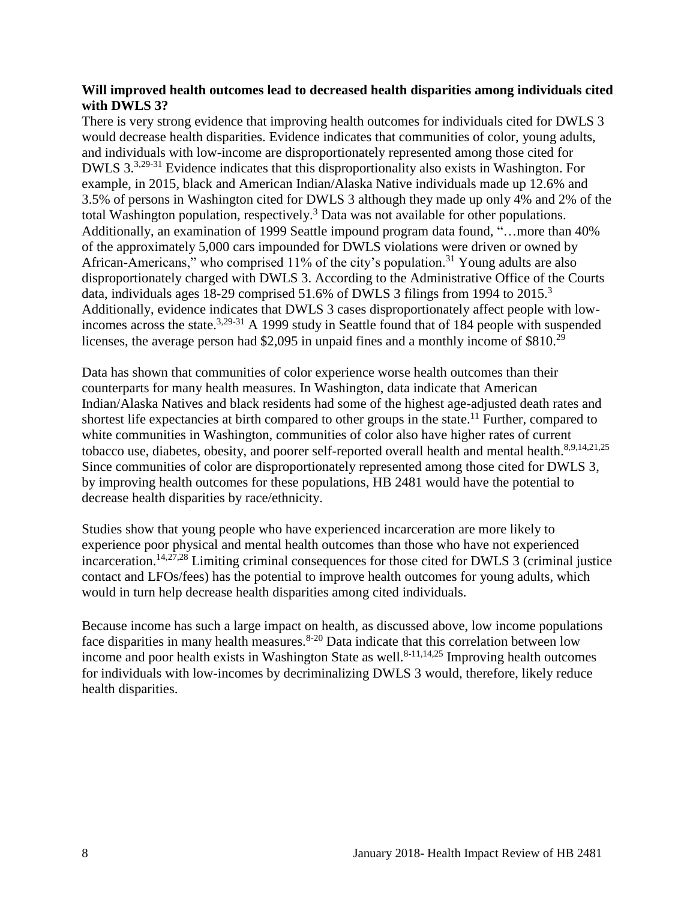**Will improved health outcomes lead to decreased health disparities among individuals cited with DWLS 3?**

There is very strong evidence that improving health outcomes for individuals cited for DWLS 3 would decrease health disparities. Evidence indicates that communities of color, young adults, and individuals with low-income are disproportionately represented among those cited for DWLS 3.[3,29-31] Evidence indicates that this disproportionality also exists in Washington. For example, in 2015, black and American Indian/Alaska Native individuals made up 12.6% and 3.5% of persons in Washington cited for DWLS 3 although they made up only 4% and 2% of the total Washington population, respectively.[3] Data was not available for other populations. Additionally, an examination of 1999 Seattle impound program data found, "…more than 40% of the approximately 5,000 cars impounded for DWLS violations were driven or owned by African-Americans," who comprised 11% of the city's population.[31] Young adults are also disproportionately charged with DWLS 3. According to the Administrative Office of the Courts data, individuals ages 18-29 comprised 51.6% of DWLS 3 filings from 1994 to 2015.[3] Additionally, evidence indicates that DWLS 3 cases disproportionately affect people with low-incomes across the state.[3,29-31] A 1999 study in Seattle found that of 184 people with suspended licenses, the average person had $2,095 in unpaid fines and a monthly income of $810.[29]

Data has shown that communities of color experience worse health outcomes than their counterparts for many health measures. In Washington, data indicate that American Indian/Alaska Natives and black residents had some of the highest age-adjusted death rates and shortest life expectancies at birth compared to other groups in the state.[11] Further, compared to white communities in Washington, communities of color also have higher rates of current tobacco use, diabetes, obesity, and poorer self-reported overall health and mental health.[8,9,14,21,25] Since communities of color are disproportionately represented among those cited for DWLS 3, by improving health outcomes for these populations, HB 2481 would have the potential to decrease health disparities by race/ethnicity.

Studies show that young people who have experienced incarceration are more likely to experience poor physical and mental health outcomes than those who have not experienced incarceration.[14,27,28] Limiting criminal consequences for those cited for DWLS 3 (criminal justice contact and LFOs/fees) has the potential to improve health outcomes for young adults, which would in turn help decrease health disparities among cited individuals.

Because income has such a large impact on health, as discussed above, low income populations face disparities in many health measures.[8-20] Data indicate that this correlation between low income and poor health exists in Washington State as well.[8-11,14,25] Improving health outcomes for individuals with low-incomes by decriminalizing DWLS 3 would, therefore, likely reduce health disparities.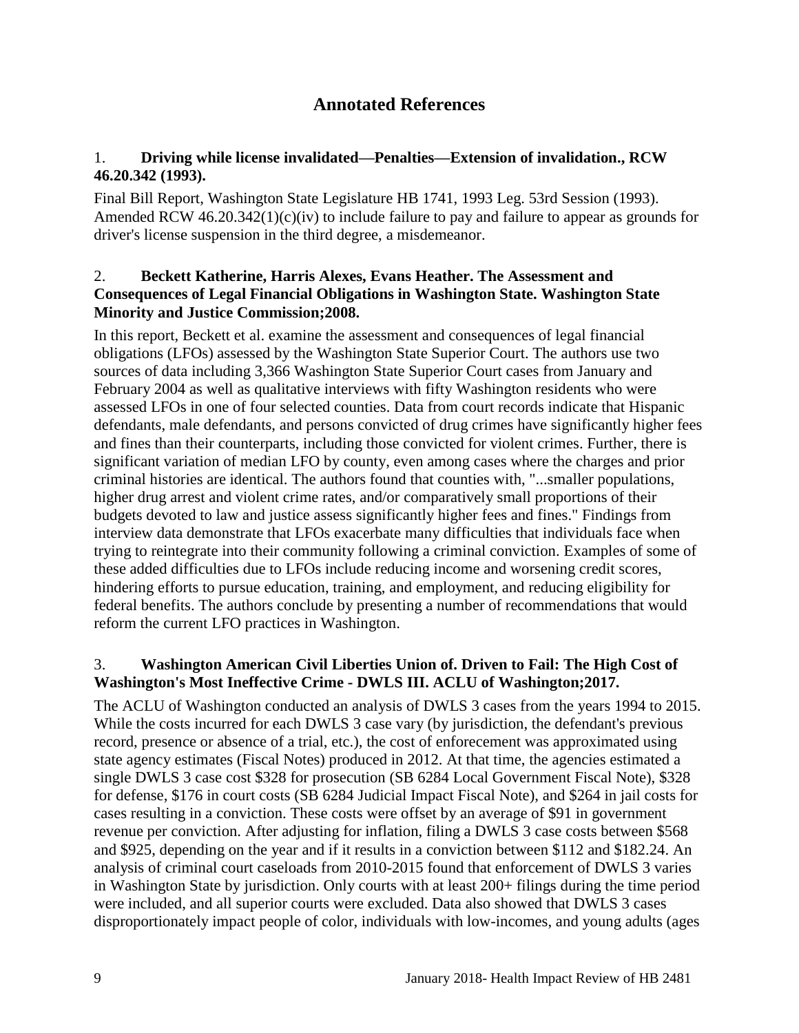## Annotated References

1. **Driving while license invalidated—Penalties—Extension of invalidation., RCW 46.20.342 (1993).**

Final Bill Report, Washington State Legislature HB 1741, 1993 Leg. 53rd Session (1993). Amended RCW 46.20.342(1)(c)(iv) to include failure to pay and failure to appear as grounds for driver's license suspension in the third degree, a misdemeanor.

2. **Beckett Katherine, Harris Alexes, Evans Heather. The Assessment and Consequences of Legal Financial Obligations in Washington State. Washington State Minority and Justice Commission;2008.**

In this report, Beckett et al. examine the assessment and consequences of legal financial obligations (LFOs) assessed by the Washington State Superior Court. The authors use two sources of data including 3,366 Washington State Superior Court cases from January and February 2004 as well as qualitative interviews with fifty Washington residents who were assessed LFOs in one of four selected counties. Data from court records indicate that Hispanic defendants, male defendants, and persons convicted of drug crimes have significantly higher fees and fines than their counterparts, including those convicted for violent crimes. Further, there is significant variation of median LFO by county, even among cases where the charges and prior criminal histories are identical. The authors found that counties with, "...smaller populations, higher drug arrest and violent crime rates, and/or comparatively small proportions of their budgets devoted to law and justice assess significantly higher fees and fines." Findings from interview data demonstrate that LFOs exacerbate many difficulties that individuals face when trying to reintegrate into their community following a criminal conviction. Examples of some of these added difficulties due to LFOs include reducing income and worsening credit scores, hindering efforts to pursue education, training, and employment, and reducing eligibility for federal benefits. The authors conclude by presenting a number of recommendations that would reform the current LFO practices in Washington.

3. **Washington American Civil Liberties Union of. Driven to Fail: The High Cost of Washington's Most Ineffective Crime - DWLS III. ACLU of Washington;2017.**

The ACLU of Washington conducted an analysis of DWLS 3 cases from the years 1994 to 2015. While the costs incurred for each DWLS 3 case vary (by jurisdiction, the defendant's previous record, presence or absence of a trial, etc.), the cost of enforecement was approximated using state agency estimates (Fiscal Notes) produced in 2012. At that time, the agencies estimated a single DWLS 3 case cost $328 for prosecution (SB 6284 Local Government Fiscal Note), $328 for defense, $176 in court costs (SB 6284 Judicial Impact Fiscal Note), and $264 in jail costs for cases resulting in a conviction. These costs were offset by an average of $91 in government revenue per conviction. After adjusting for inflation, filing a DWLS 3 case costs between $568 and $925, depending on the year and if it results in a conviction between $112 and $182.24. An analysis of criminal court caseloads from 2010-2015 found that enforcement of DWLS 3 varies in Washington State by jurisdiction. Only courts with at least 200+ filings during the time period were included, and all superior courts were excluded. Data also showed that DWLS 3 cases disproportionately impact people of color, individuals with low-incomes, and young adults (ages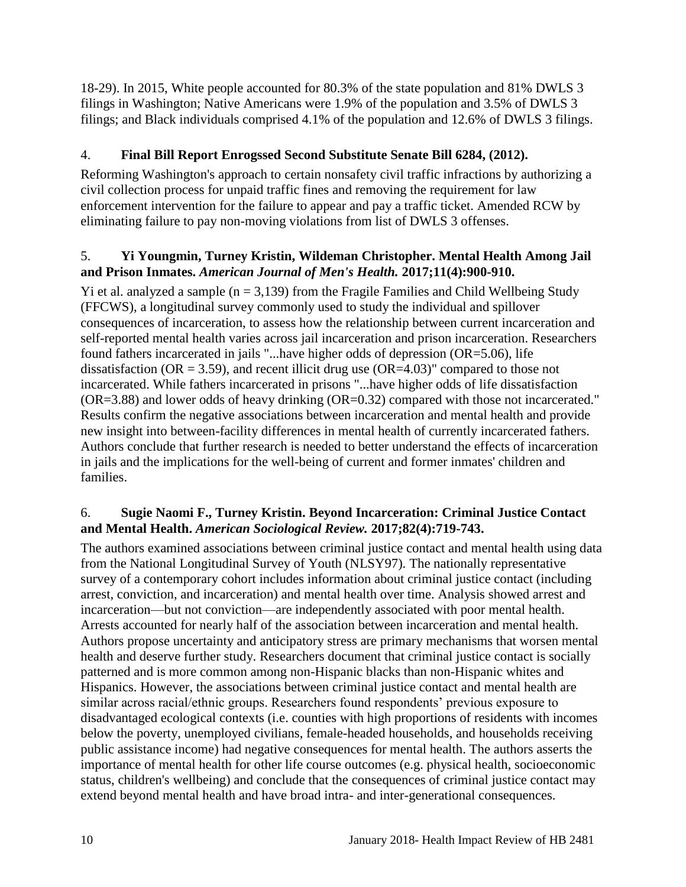18-29). In 2015, White people accounted for 80.3% of the state population and 81% DWLS 3 filings in Washington; Native Americans were 1.9% of the population and 3.5% of DWLS 3 filings; and Black individuals comprised 4.1% of the population and 12.6% of DWLS 3 filings.

4. **Final Bill Report Enrogssed Second Substitute Senate Bill 6284, (2012).**

Reforming Washington's approach to certain nonsafety civil traffic infractions by authorizing a civil collection process for unpaid traffic fines and removing the requirement for law enforcement intervention for the failure to appear and pay a traffic ticket. Amended RCW by eliminating failure to pay non-moving violations from list of DWLS 3 offenses.

5. **Yi Youngmin, Turney Kristin, Wildeman Christopher. Mental Health Among Jail and Prison Inmates.** ***American Journal of Men's Health.*** **2017;11(4):900-910.**

Yi et al. analyzed a sample (n = 3,139) from the Fragile Families and Child Wellbeing Study (FFCWS), a longitudinal survey commonly used to study the individual and spillover consequences of incarceration, to assess how the relationship between current incarceration and self-reported mental health varies across jail incarceration and prison incarceration. Researchers found fathers incarcerated in jails "...have higher odds of depression (OR=5.06), life dissatisfaction (OR = 3.59), and recent illicit drug use (OR=4.03)" compared to those not incarcerated. While fathers incarcerated in prisons "...have higher odds of life dissatisfaction (OR=3.88) and lower odds of heavy drinking (OR=0.32) compared with those not incarcerated." Results confirm the negative associations between incarceration and mental health and provide new insight into between-facility differences in mental health of currently incarcerated fathers. Authors conclude that further research is needed to better understand the effects of incarceration in jails and the implications for the well-being of current and former inmates' children and families.

6. **Sugie Naomi F., Turney Kristin. Beyond Incarceration: Criminal Justice Contact and Mental Health.** ***American Sociological Review.*** **2017;82(4):719-743.**

The authors examined associations between criminal justice contact and mental health using data from the National Longitudinal Survey of Youth (NLSY97). The nationally representative survey of a contemporary cohort includes information about criminal justice contact (including arrest, conviction, and incarceration) and mental health over time. Analysis showed arrest and incarceration—but not conviction—are independently associated with poor mental health. Arrests accounted for nearly half of the association between incarceration and mental health. Authors propose uncertainty and anticipatory stress are primary mechanisms that worsen mental health and deserve further study. Researchers document that criminal justice contact is socially patterned and is more common among non-Hispanic blacks than non-Hispanic whites and Hispanics. However, the associations between criminal justice contact and mental health are similar across racial/ethnic groups. Researchers found respondents' previous exposure to disadvantaged ecological contexts (i.e. counties with high proportions of residents with incomes below the poverty, unemployed civilians, female-headed households, and households receiving public assistance income) had negative consequences for mental health. The authors asserts the importance of mental health for other life course outcomes (e.g. physical health, socioeconomic status, children's wellbeing) and conclude that the consequences of criminal justice contact may extend beyond mental health and have broad intra- and inter-generational consequences.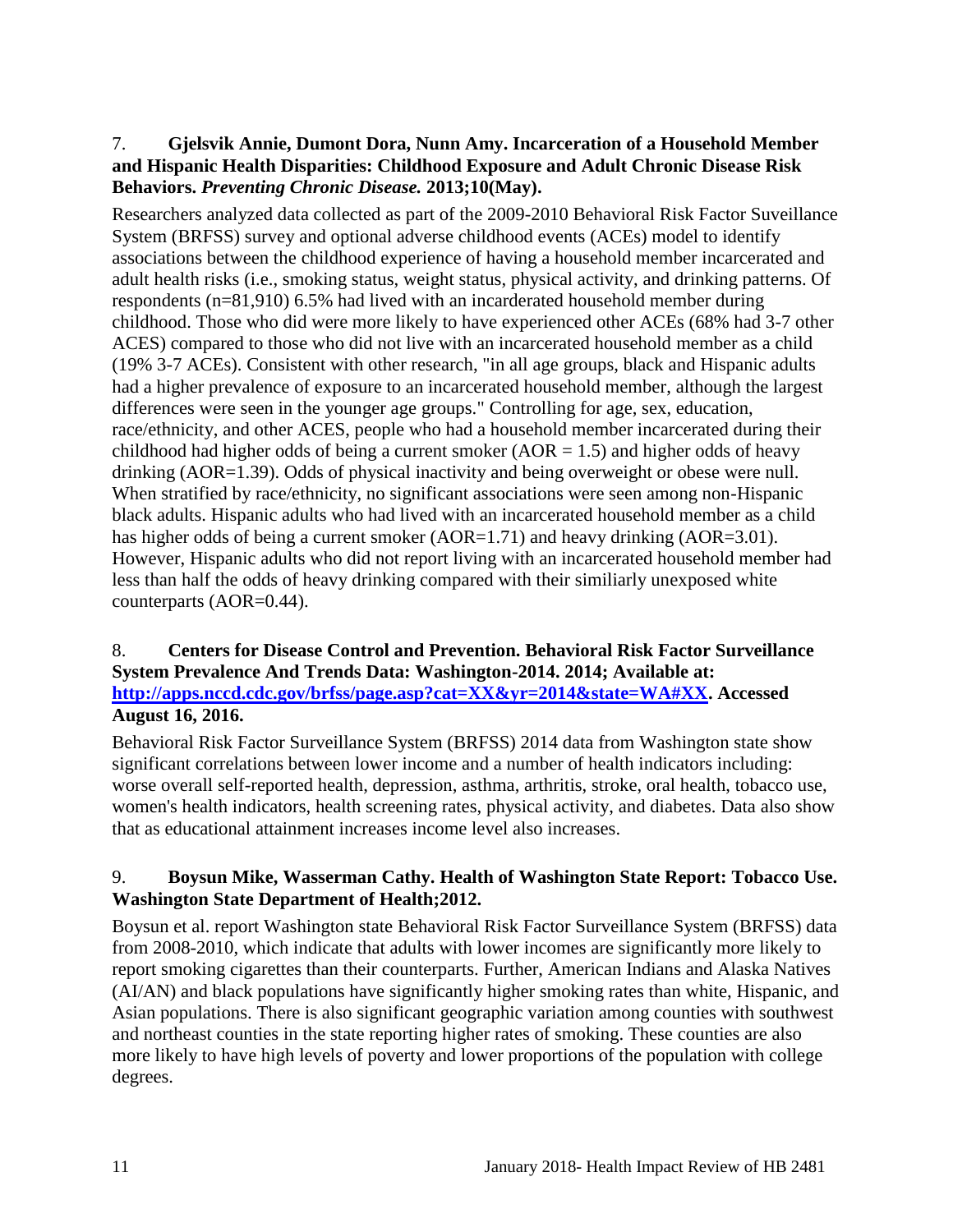7. **Gjelsvik Annie, Dumont Dora, Nunn Amy. Incarceration of a Household Member and Hispanic Health Disparities: Childhood Exposure and Adult Chronic Disease Risk Behaviors.** ***Preventing Chronic Disease.*** **2013;10(May).**

Researchers analyzed data collected as part of the 2009-2010 Behavioral Risk Factor Suveillance System (BRFSS) survey and optional adverse childhood events (ACEs) model to identify associations between the childhood experience of having a household member incarcerated and adult health risks (i.e., smoking status, weight status, physical activity, and drinking patterns. Of respondents (n=81,910) 6.5% had lived with an incarderated household member during childhood. Those who did were more likely to have experienced other ACEs (68% had 3-7 other ACES) compared to those who did not live with an incarcerated household member as a child (19% 3-7 ACEs). Consistent with other research, "in all age groups, black and Hispanic adults had a higher prevalence of exposure to an incarcerated household member, although the largest differences were seen in the younger age groups." Controlling for age, sex, education, race/ethnicity, and other ACES, people who had a household member incarcerated during their childhood had higher odds of being a current smoker (AOR = 1.5) and higher odds of heavy drinking (AOR=1.39). Odds of physical inactivity and being overweight or obese were null. When stratified by race/ethnicity, no significant associations were seen among non-Hispanic black adults. Hispanic adults who had lived with an incarcerated household member as a child has higher odds of being a current smoker (AOR=1.71) and heavy drinking (AOR=3.01). However, Hispanic adults who did not report living with an incarcerated household member had less than half the odds of heavy drinking compared with their similiarly unexposed white counterparts (AOR=0.44).

8. **Centers for Disease Control and Prevention. Behavioral Risk Factor Surveillance System Prevalence And Trends Data: Washington-2014. 2014; Available at: [http://apps.nccd.cdc.gov/brfss/page.asp?cat=XX&yr=2014&state=WA#XX](http://apps.nccd.cdc.gov/brfss/page.asp?cat=XX&yr=2014&state=WA#XX). Accessed August 16, 2016.**

Behavioral Risk Factor Surveillance System (BRFSS) 2014 data from Washington state show significant correlations between lower income and a number of health indicators including: worse overall self-reported health, depression, asthma, arthritis, stroke, oral health, tobacco use, women's health indicators, health screening rates, physical activity, and diabetes. Data also show that as educational attainment increases income level also increases.

9. **Boysun Mike, Wasserman Cathy. Health of Washington State Report: Tobacco Use. Washington State Department of Health;2012.**

Boysun et al. report Washington state Behavioral Risk Factor Surveillance System (BRFSS) data from 2008-2010, which indicate that adults with lower incomes are significantly more likely to report smoking cigarettes than their counterparts. Further, American Indians and Alaska Natives (AI/AN) and black populations have significantly higher smoking rates than white, Hispanic, and Asian populations. There is also significant geographic variation among counties with southwest and northeast counties in the state reporting higher rates of smoking. These counties are also more likely to have high levels of poverty and lower proportions of the population with college degrees.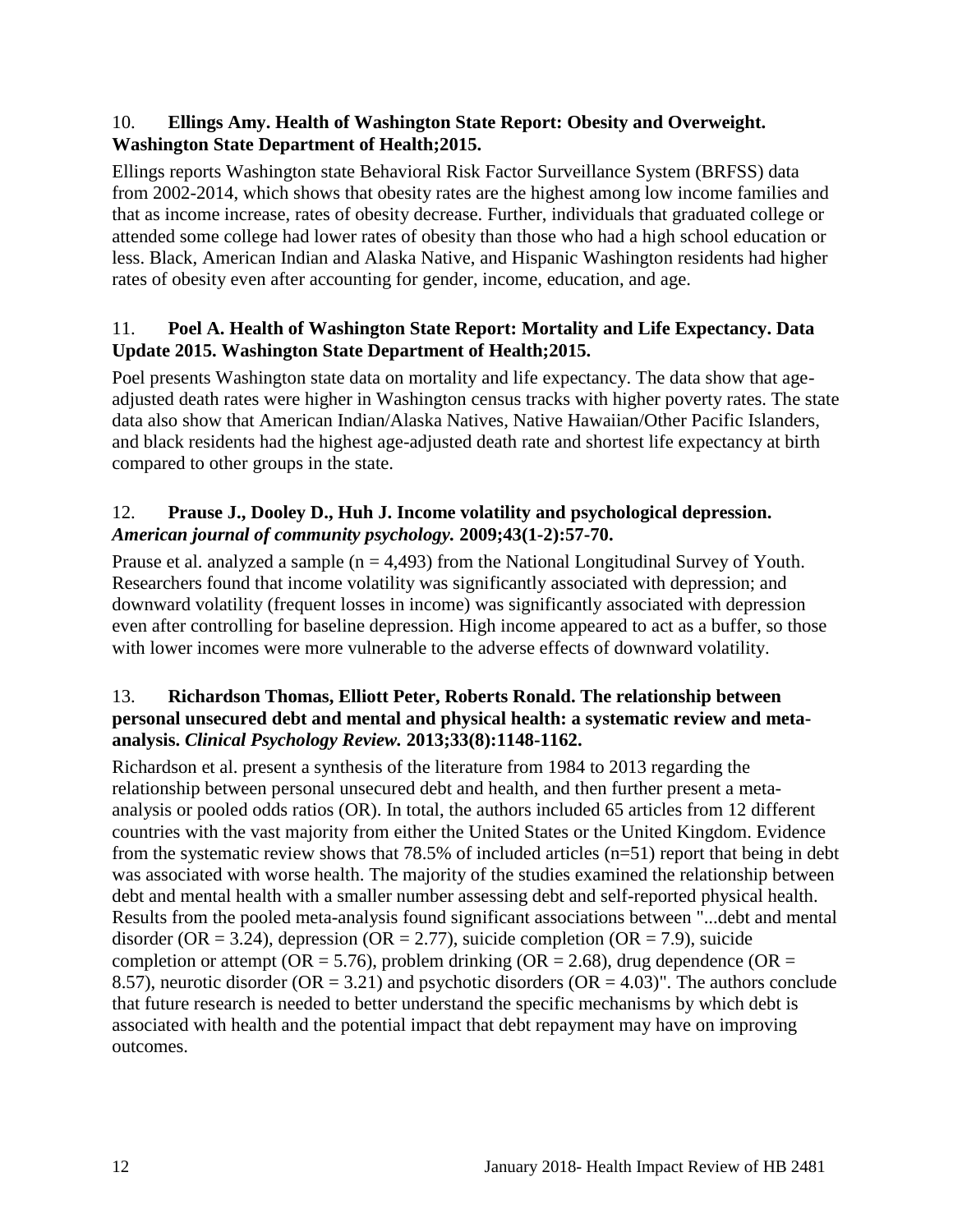10. **Ellings Amy. Health of Washington State Report: Obesity and Overweight. Washington State Department of Health;2015.**

Ellings reports Washington state Behavioral Risk Factor Surveillance System (BRFSS) data from 2002-2014, which shows that obesity rates are the highest among low income families and that as income increase, rates of obesity decrease. Further, individuals that graduated college or attended some college had lower rates of obesity than those who had a high school education or less. Black, American Indian and Alaska Native, and Hispanic Washington residents had higher rates of obesity even after accounting for gender, income, education, and age.

11. **Poel A. Health of Washington State Report: Mortality and Life Expectancy. Data Update 2015. Washington State Department of Health;2015.**

Poel presents Washington state data on mortality and life expectancy. The data show that age-adjusted death rates were higher in Washington census tracks with higher poverty rates. The state data also show that American Indian/Alaska Natives, Native Hawaiian/Other Pacific Islanders, and black residents had the highest age-adjusted death rate and shortest life expectancy at birth compared to other groups in the state.

12. **Prause J., Dooley D., Huh J. Income volatility and psychological depression. *American journal of community psychology.* 2009;43(1-2):57-70.**

Prause et al. analyzed a sample (n = 4,493) from the National Longitudinal Survey of Youth. Researchers found that income volatility was significantly associated with depression; and downward volatility (frequent losses in income) was significantly associated with depression even after controlling for baseline depression. High income appeared to act as a buffer, so those with lower incomes were more vulnerable to the adverse effects of downward volatility.

13. **Richardson Thomas, Elliott Peter, Roberts Ronald. The relationship between personal unsecured debt and mental and physical health: a systematic review and meta-analysis. *Clinical Psychology Review.* 2013;33(8):1148-1162.**

Richardson et al. present a synthesis of the literature from 1984 to 2013 regarding the relationship between personal unsecured debt and health, and then further present a meta-analysis or pooled odds ratios (OR). In total, the authors included 65 articles from 12 different countries with the vast majority from either the United States or the United Kingdom. Evidence from the systematic review shows that 78.5% of included articles (n=51) report that being in debt was associated with worse health. The majority of the studies examined the relationship between debt and mental health with a smaller number assessing debt and self-reported physical health. Results from the pooled meta-analysis found significant associations between "...debt and mental disorder (OR = 3.24), depression (OR = 2.77), suicide completion (OR = 7.9), suicide completion or attempt (OR = 5.76), problem drinking (OR = 2.68), drug dependence (OR = 8.57), neurotic disorder (OR = 3.21) and psychotic disorders (OR = 4.03)". The authors conclude that future research is needed to better understand the specific mechanisms by which debt is associated with health and the potential impact that debt repayment may have on improving outcomes.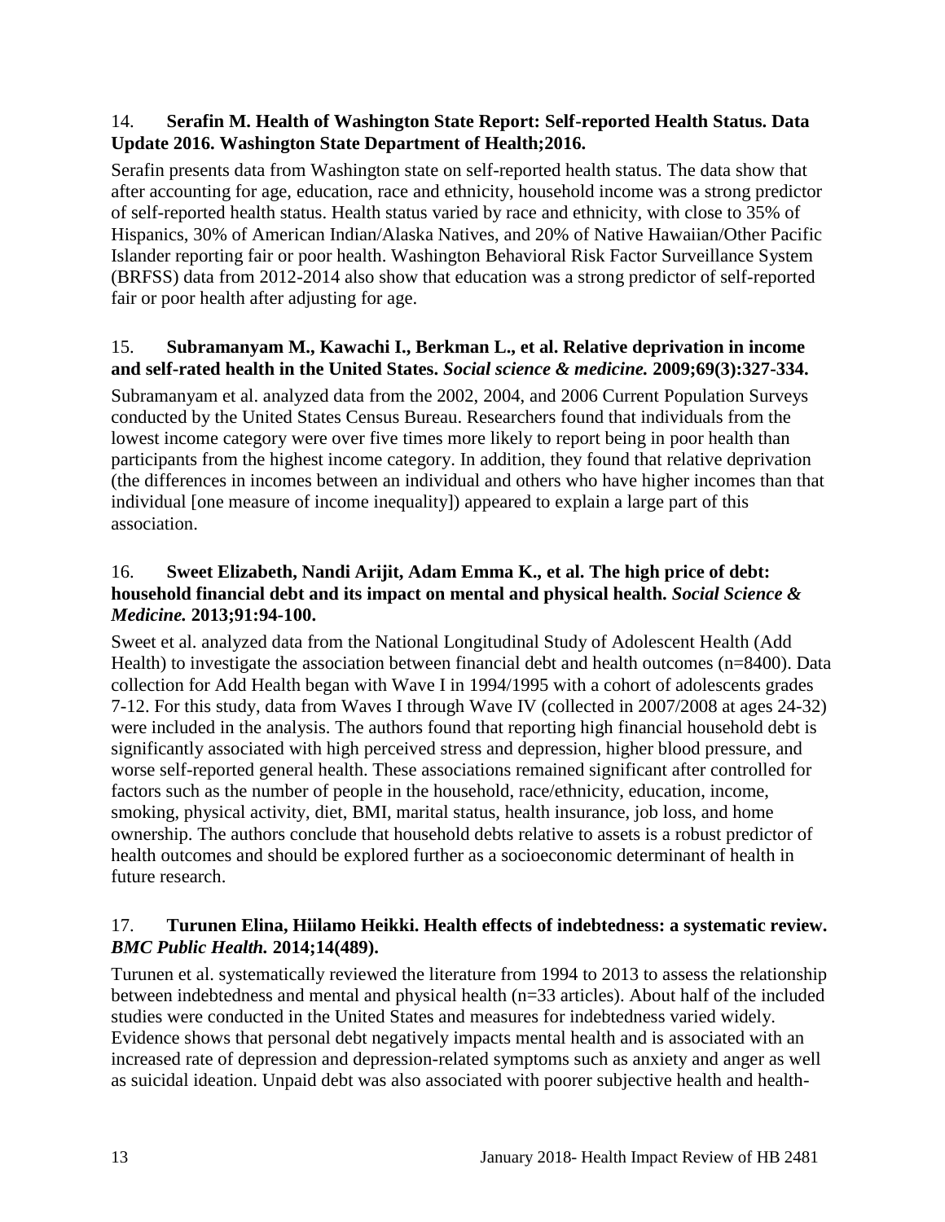14. **Serafin M. Health of Washington State Report: Self-reported Health Status. Data Update 2016. Washington State Department of Health;2016.**

Serafin presents data from Washington state on self-reported health status. The data show that after accounting for age, education, race and ethnicity, household income was a strong predictor of self-reported health status. Health status varied by race and ethnicity, with close to 35% of Hispanics, 30% of American Indian/Alaska Natives, and 20% of Native Hawaiian/Other Pacific Islander reporting fair or poor health. Washington Behavioral Risk Factor Surveillance System (BRFSS) data from 2012-2014 also show that education was a strong predictor of self-reported fair or poor health after adjusting for age.

15. **Subramanyam M., Kawachi I., Berkman L., et al. Relative deprivation in income and self-rated health in the United States. *Social science & medicine.* 2009;69(3):327-334.**

Subramanyam et al. analyzed data from the 2002, 2004, and 2006 Current Population Surveys conducted by the United States Census Bureau. Researchers found that individuals from the lowest income category were over five times more likely to report being in poor health than participants from the highest income category. In addition, they found that relative deprivation (the differences in incomes between an individual and others who have higher incomes than that individual [one measure of income inequality]) appeared to explain a large part of this association.

16. **Sweet Elizabeth, Nandi Arijit, Adam Emma K., et al. The high price of debt: household financial debt and its impact on mental and physical health. *Social Science & Medicine.* 2013;91:94-100.**

Sweet et al. analyzed data from the National Longitudinal Study of Adolescent Health (Add Health) to investigate the association between financial debt and health outcomes (n=8400). Data collection for Add Health began with Wave I in 1994/1995 with a cohort of adolescents grades 7-12. For this study, data from Waves I through Wave IV (collected in 2007/2008 at ages 24-32) were included in the analysis. The authors found that reporting high financial household debt is significantly associated with high perceived stress and depression, higher blood pressure, and worse self-reported general health. These associations remained significant after controlled for factors such as the number of people in the household, race/ethnicity, education, income, smoking, physical activity, diet, BMI, marital status, health insurance, job loss, and home ownership. The authors conclude that household debts relative to assets is a robust predictor of health outcomes and should be explored further as a socioeconomic determinant of health in future research.

17. **Turunen Elina, Hiilamo Heikki. Health effects of indebtedness: a systematic review. *BMC Public Health.* 2014;14(489).**

Turunen et al. systematically reviewed the literature from 1994 to 2013 to assess the relationship between indebtedness and mental and physical health (n=33 articles). About half of the included studies were conducted in the United States and measures for indebtedness varied widely. Evidence shows that personal debt negatively impacts mental health and is associated with an increased rate of depression and depression-related symptoms such as anxiety and anger as well as suicidal ideation. Unpaid debt was also associated with poorer subjective health and health-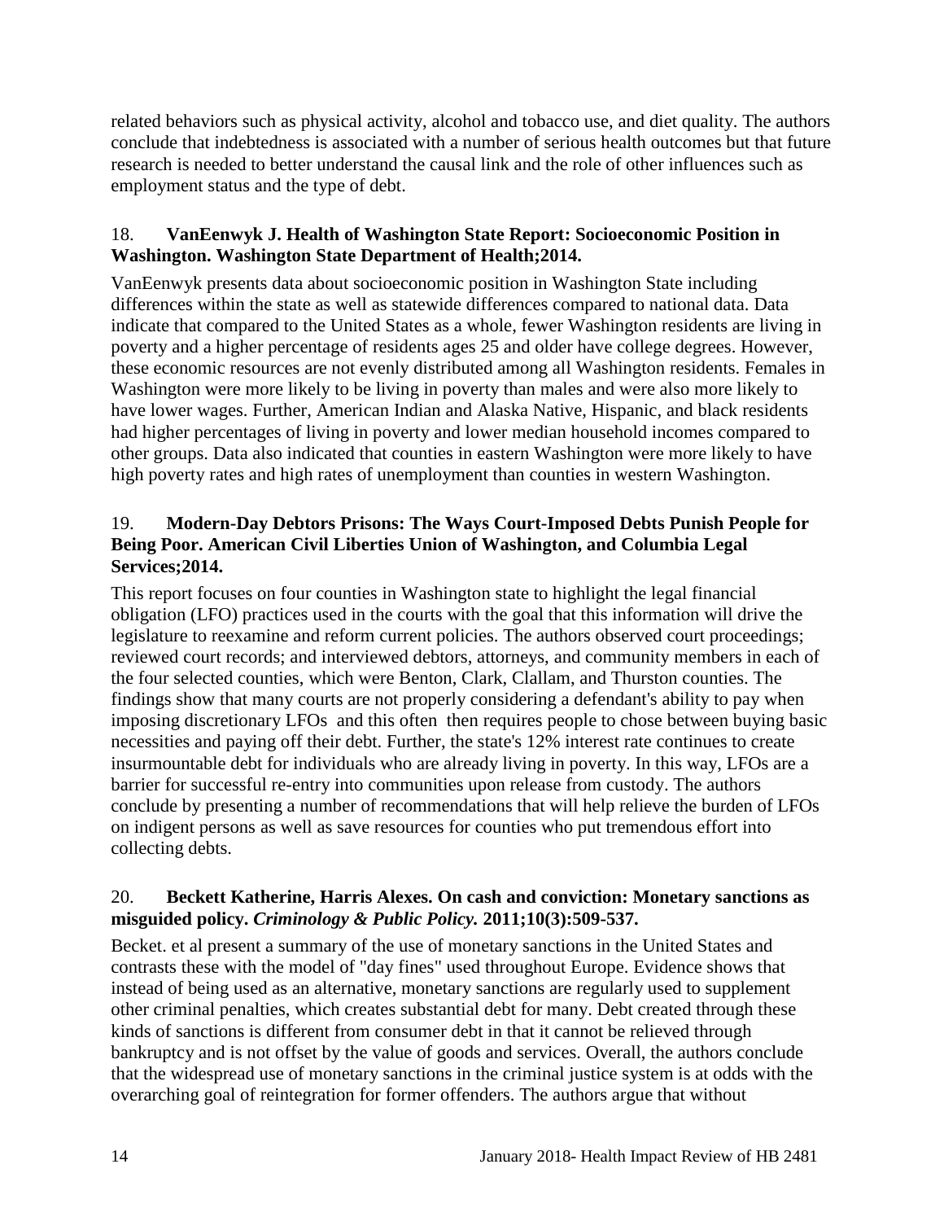related behaviors such as physical activity, alcohol and tobacco use, and diet quality. The authors conclude that indebtedness is associated with a number of serious health outcomes but that future research is needed to better understand the causal link and the role of other influences such as employment status and the type of debt.

18. **VanEenwyk J. Health of Washington State Report: Socioeconomic Position in Washington. Washington State Department of Health;2014.**

VanEenwyk presents data about socioeconomic position in Washington State including differences within the state as well as statewide differences compared to national data. Data indicate that compared to the United States as a whole, fewer Washington residents are living in poverty and a higher percentage of residents ages 25 and older have college degrees. However, these economic resources are not evenly distributed among all Washington residents. Females in Washington were more likely to be living in poverty than males and were also more likely to have lower wages. Further, American Indian and Alaska Native, Hispanic, and black residents had higher percentages of living in poverty and lower median household incomes compared to other groups. Data also indicated that counties in eastern Washington were more likely to have high poverty rates and high rates of unemployment than counties in western Washington.

19. **Modern-Day Debtors Prisons: The Ways Court-Imposed Debts Punish People for Being Poor. American Civil Liberties Union of Washington, and Columbia Legal Services;2014.**

This report focuses on four counties in Washington state to highlight the legal financial obligation (LFO) practices used in the courts with the goal that this information will drive the legislature to reexamine and reform current policies. The authors observed court proceedings; reviewed court records; and interviewed debtors, attorneys, and community members in each of the four selected counties, which were Benton, Clark, Clallam, and Thurston counties. The findings show that many courts are not properly considering a defendant's ability to pay when imposing discretionary LFOs and this often then requires people to chose between buying basic necessities and paying off their debt. Further, the state's 12% interest rate continues to create insurmountable debt for individuals who are already living in poverty. In this way, LFOs are a barrier for successful re-entry into communities upon release from custody. The authors conclude by presenting a number of recommendations that will help relieve the burden of LFOs on indigent persons as well as save resources for counties who put tremendous effort into collecting debts.

20. **Beckett Katherine, Harris Alexes. On cash and conviction: Monetary sanctions as misguided policy. *Criminology & Public Policy.* 2011;10(3):509-537.**

Becket. et al present a summary of the use of monetary sanctions in the United States and contrasts these with the model of "day fines" used throughout Europe. Evidence shows that instead of being used as an alternative, monetary sanctions are regularly used to supplement other criminal penalties, which creates substantial debt for many. Debt created through these kinds of sanctions is different from consumer debt in that it cannot be relieved through bankruptcy and is not offset by the value of goods and services. Overall, the authors conclude that the widespread use of monetary sanctions in the criminal justice system is at odds with the overarching goal of reintegration for former offenders. The authors argue that without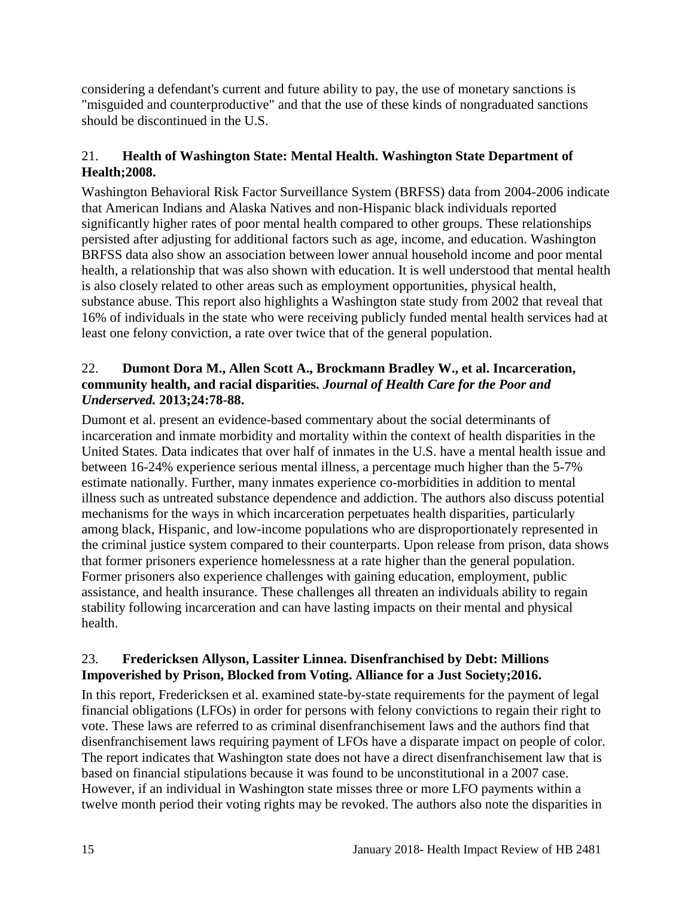considering a defendant's current and future ability to pay, the use of monetary sanctions is "misguided and counterproductive" and that the use of these kinds of nongraduated sanctions should be discontinued in the U.S.

21. **Health of Washington State: Mental Health. Washington State Department of Health;2008.**

Washington Behavioral Risk Factor Surveillance System (BRFSS) data from 2004-2006 indicate that American Indians and Alaska Natives and non-Hispanic black individuals reported significantly higher rates of poor mental health compared to other groups. These relationships persisted after adjusting for additional factors such as age, income, and education. Washington BRFSS data also show an association between lower annual household income and poor mental health, a relationship that was also shown with education. It is well understood that mental health is also closely related to other areas such as employment opportunities, physical health, substance abuse. This report also highlights a Washington state study from 2002 that reveal that 16% of individuals in the state who were receiving publicly funded mental health services had at least one felony conviction, a rate over twice that of the general population.

22. **Dumont Dora M., Allen Scott A., Brockmann Bradley W., et al. Incarceration, community health, and racial disparities. *Journal of Health Care for the Poor and Underserved.* 2013;24:78-88.**

Dumont et al. present an evidence-based commentary about the social determinants of incarceration and inmate morbidity and mortality within the context of health disparities in the United States. Data indicates that over half of inmates in the U.S. have a mental health issue and between 16-24% experience serious mental illness, a percentage much higher than the 5-7% estimate nationally. Further, many inmates experience co-morbidities in addition to mental illness such as untreated substance dependence and addiction. The authors also discuss potential mechanisms for the ways in which incarceration perpetuates health disparities, particularly among black, Hispanic, and low-income populations who are disproportionately represented in the criminal justice system compared to their counterparts. Upon release from prison, data shows that former prisoners experience homelessness at a rate higher than the general population. Former prisoners also experience challenges with gaining education, employment, public assistance, and health insurance. These challenges all threaten an individuals ability to regain stability following incarceration and can have lasting impacts on their mental and physical health.

23. **Fredericksen Allyson, Lassiter Linnea. Disenfranchised by Debt: Millions Impoverished by Prison, Blocked from Voting. Alliance for a Just Society;2016.**

In this report, Fredericksen et al. examined state-by-state requirements for the payment of legal financial obligations (LFOs) in order for persons with felony convictions to regain their right to vote. These laws are referred to as criminal disenfranchisement laws and the authors find that disenfranchisement laws requiring payment of LFOs have a disparate impact on people of color. The report indicates that Washington state does not have a direct disenfranchisement law that is based on financial stipulations because it was found to be unconstitutional in a 2007 case. However, if an individual in Washington state misses three or more LFO payments within a twelve month period their voting rights may be revoked. The authors also note the disparities in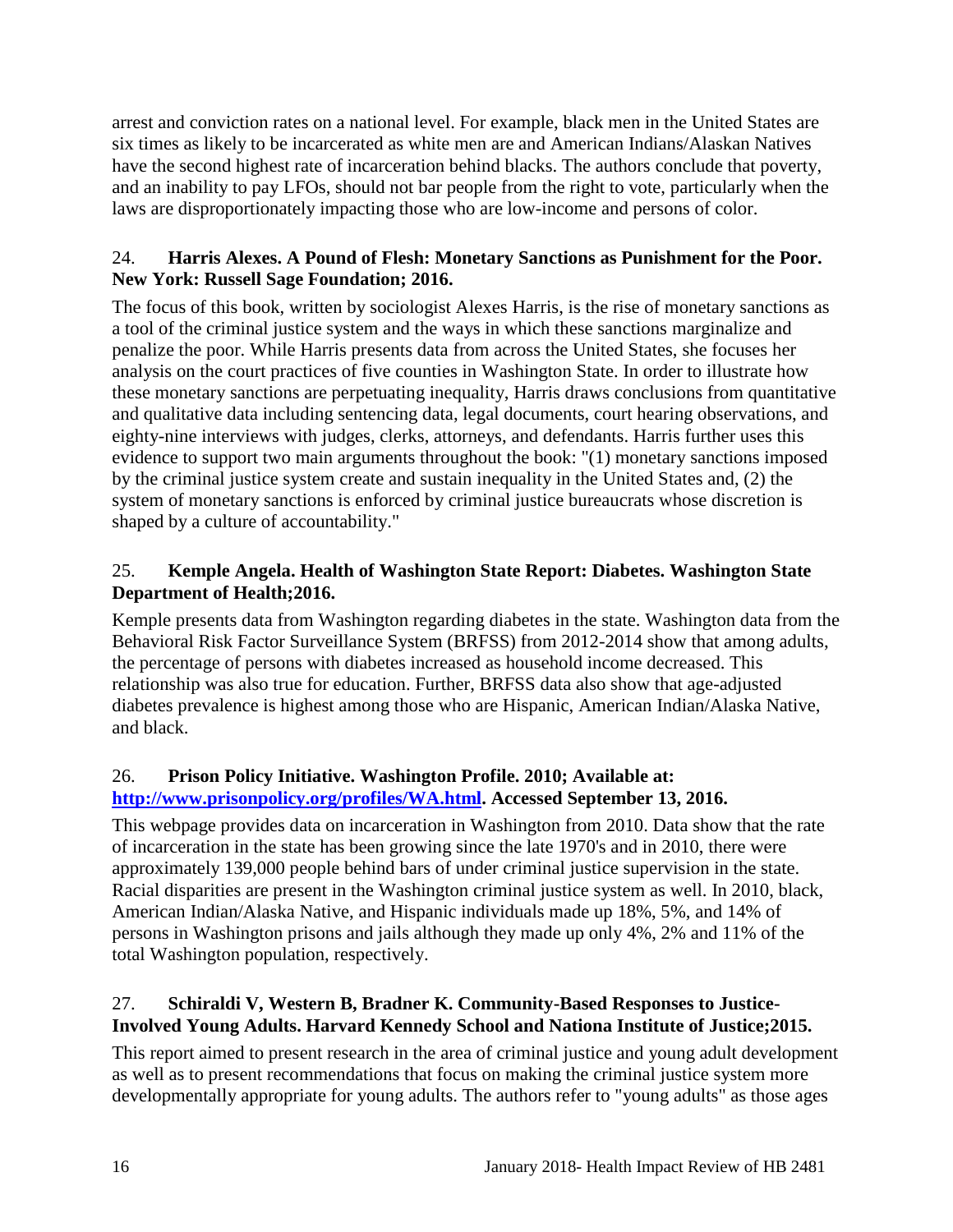arrest and conviction rates on a national level. For example, black men in the United States are six times as likely to be incarcerated as white men are and American Indians/Alaskan Natives have the second highest rate of incarceration behind blacks. The authors conclude that poverty, and an inability to pay LFOs, should not bar people from the right to vote, particularly when the laws are disproportionately impacting those who are low-income and persons of color.

24. **Harris Alexes. A Pound of Flesh: Monetary Sanctions as Punishment for the Poor. New York: Russell Sage Foundation; 2016.**

The focus of this book, written by sociologist Alexes Harris, is the rise of monetary sanctions as a tool of the criminal justice system and the ways in which these sanctions marginalize and penalize the poor. While Harris presents data from across the United States, she focuses her analysis on the court practices of five counties in Washington State. In order to illustrate how these monetary sanctions are perpetuating inequality, Harris draws conclusions from quantitative and qualitative data including sentencing data, legal documents, court hearing observations, and eighty-nine interviews with judges, clerks, attorneys, and defendants. Harris further uses this evidence to support two main arguments throughout the book: "(1) monetary sanctions imposed by the criminal justice system create and sustain inequality in the United States and, (2) the system of monetary sanctions is enforced by criminal justice bureaucrats whose discretion is shaped by a culture of accountability."

25. **Kemple Angela. Health of Washington State Report: Diabetes. Washington State Department of Health;2016.**

Kemple presents data from Washington regarding diabetes in the state. Washington data from the Behavioral Risk Factor Surveillance System (BRFSS) from 2012-2014 show that among adults, the percentage of persons with diabetes increased as household income decreased. This relationship was also true for education. Further, BRFSS data also show that age-adjusted diabetes prevalence is highest among those who are Hispanic, American Indian/Alaska Native, and black.

26. **Prison Policy Initiative. Washington Profile. 2010; Available at: [http://www.prisonpolicy.org/profiles/WA.html](http://www.prisonpolicy.org/profiles/WA.html). Accessed September 13, 2016.**

This webpage provides data on incarceration in Washington from 2010. Data show that the rate of incarceration in the state has been growing since the late 1970's and in 2010, there were approximately 139,000 people behind bars of under criminal justice supervision in the state. Racial disparities are present in the Washington criminal justice system as well. In 2010, black, American Indian/Alaska Native, and Hispanic individuals made up 18%, 5%, and 14% of persons in Washington prisons and jails although they made up only 4%, 2% and 11% of the total Washington population, respectively.

27. **Schiraldi V, Western B, Bradner K. Community-Based Responses to Justice-Involved Young Adults. Harvard Kennedy School and Nationa Institute of Justice;2015.**

This report aimed to present research in the area of criminal justice and young adult development as well as to present recommendations that focus on making the criminal justice system more developmentally appropriate for young adults. The authors refer to "young adults" as those ages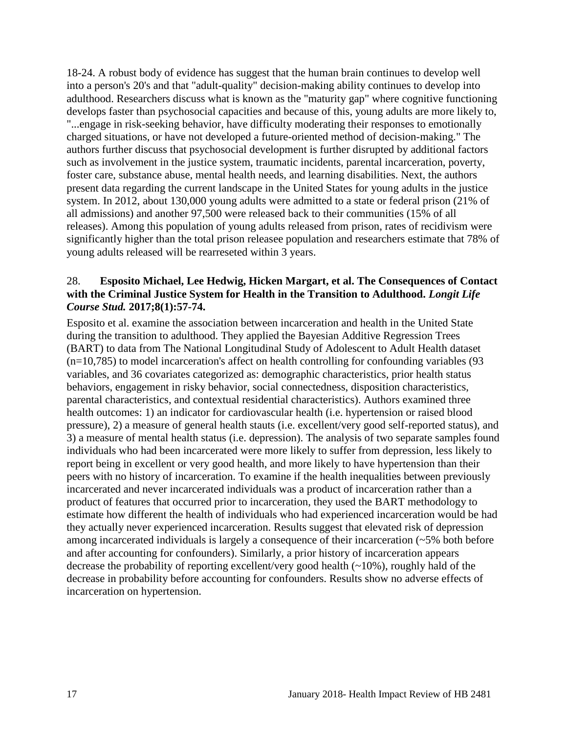18-24. A robust body of evidence has suggest that the human brain continues to develop well into a person's 20's and that "adult-quality" decision-making ability continues to develop into adulthood. Researchers discuss what is known as the "maturity gap" where cognitive functioning develops faster than psychosocial capacities and because of this, young adults are more likely to, "...engage in risk-seeking behavior, have difficulty moderating their responses to emotionally charged situations, or have not developed a future-oriented method of decision-making." The authors further discuss that psychosocial development is further disrupted by additional factors such as involvement in the justice system, traumatic incidents, parental incarceration, poverty, foster care, substance abuse, mental health needs, and learning disabilities. Next, the authors present data regarding the current landscape in the United States for young adults in the justice system. In 2012, about 130,000 young adults were admitted to a state or federal prison (21% of all admissions) and another 97,500 were released back to their communities (15% of all releases). Among this population of young adults released from prison, rates of recidivism were significantly higher than the total prison releasee population and researchers estimate that 78% of young adults released will be rearreseted within 3 years.

28. **Esposito Michael, Lee Hedwig, Hicken Margart, et al. The Consequences of Contact with the Criminal Justice System for Health in the Transition to Adulthood.** ***Longit Life Course Stud.*** **2017;8(1):57-74.**

Esposito et al. examine the association between incarceration and health in the United State during the transition to adulthood. They applied the Bayesian Additive Regression Trees (BART) to data from The National Longitudinal Study of Adolescent to Adult Health dataset (n=10,785) to model incarceration's affect on health controlling for confounding variables (93 variables, and 36 covariates categorized as: demographic characteristics, prior health status behaviors, engagement in risky behavior, social connectedness, disposition characteristics, parental characteristics, and contextual residential characteristics). Authors examined three health outcomes: 1) an indicator for cardiovascular health (i.e. hypertension or raised blood pressure), 2) a measure of general health stauts (i.e. excellent/very good self-reported status), and 3) a measure of mental health status (i.e. depression). The analysis of two separate samples found individuals who had been incarcerated were more likely to suffer from depression, less likely to report being in excellent or very good health, and more likely to have hypertension than their peers with no history of incarceration. To examine if the health inequalities between previously incarcerated and never incarcerated individuals was a product of incarceration rather than a product of features that occurred prior to incarceration, they used the BART methodology to estimate how different the health of individuals who had experienced incarceration would be had they actually never experienced incarceration. Results suggest that elevated risk of depression among incarcerated individuals is largely a consequence of their incarceration (~5% both before and after accounting for confounders). Similarly, a prior history of incarceration appears decrease the probability of reporting excellent/very good health (~10%), roughly hald of the decrease in probability before accounting for confounders. Results show no adverse effects of incarceration on hypertension.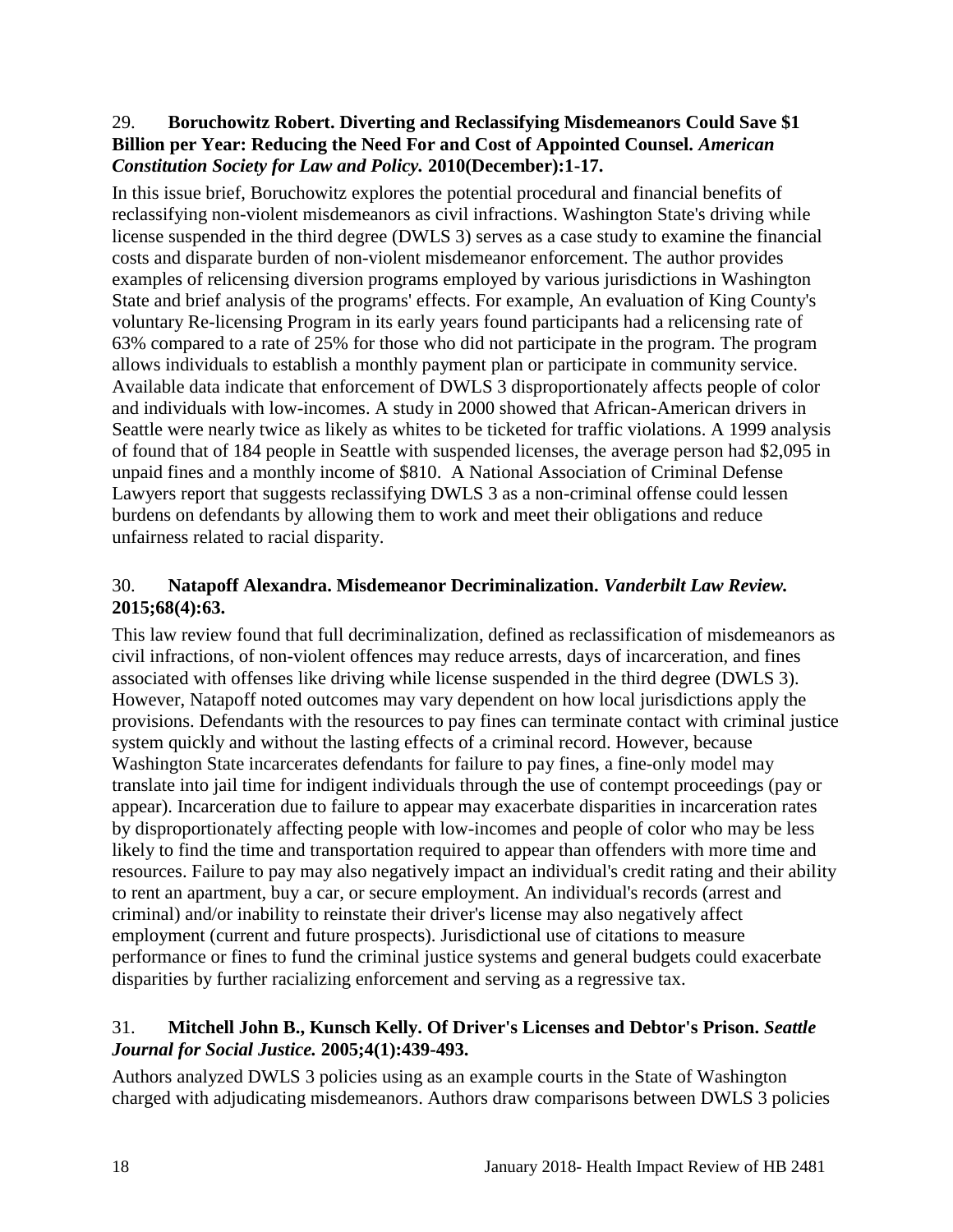29. **Boruchowitz Robert. Diverting and Reclassifying Misdemeanors Could Save $1 Billion per Year: Reducing the Need For and Cost of Appointed Counsel. *American Constitution Society for Law and Policy.* 2010(December):1-17.**

In this issue brief, Boruchowitz explores the potential procedural and financial benefits of reclassifying non-violent misdemeanors as civil infractions. Washington State's driving while license suspended in the third degree (DWLS 3) serves as a case study to examine the financial costs and disparate burden of non-violent misdemeanor enforcement. The author provides examples of relicensing diversion programs employed by various jurisdictions in Washington State and brief analysis of the programs' effects. For example, An evaluation of King County's voluntary Re-licensing Program in its early years found participants had a relicensing rate of 63% compared to a rate of 25% for those who did not participate in the program. The program allows individuals to establish a monthly payment plan or participate in community service. Available data indicate that enforcement of DWLS 3 disproportionately affects people of color and individuals with low-incomes. A study in 2000 showed that African-American drivers in Seattle were nearly twice as likely as whites to be ticketed for traffic violations. A 1999 analysis of found that of 184 people in Seattle with suspended licenses, the average person had $2,095 in unpaid fines and a monthly income of $810. A National Association of Criminal Defense Lawyers report that suggests reclassifying DWLS 3 as a non-criminal offense could lessen burdens on defendants by allowing them to work and meet their obligations and reduce unfairness related to racial disparity.

30. **Natapoff Alexandra. Misdemeanor Decriminalization. *Vanderbilt Law Review.* 2015;68(4):63.**

This law review found that full decriminalization, defined as reclassification of misdemeanors as civil infractions, of non-violent offences may reduce arrests, days of incarceration, and fines associated with offenses like driving while license suspended in the third degree (DWLS 3). However, Natapoff noted outcomes may vary dependent on how local jurisdictions apply the provisions. Defendants with the resources to pay fines can terminate contact with criminal justice system quickly and without the lasting effects of a criminal record. However, because Washington State incarcerates defendants for failure to pay fines, a fine-only model may translate into jail time for indigent individuals through the use of contempt proceedings (pay or appear). Incarceration due to failure to appear may exacerbate disparities in incarceration rates by disproportionately affecting people with low-incomes and people of color who may be less likely to find the time and transportation required to appear than offenders with more time and resources. Failure to pay may also negatively impact an individual's credit rating and their ability to rent an apartment, buy a car, or secure employment. An individual's records (arrest and criminal) and/or inability to reinstate their driver's license may also negatively affect employment (current and future prospects). Jurisdictional use of citations to measure performance or fines to fund the criminal justice systems and general budgets could exacerbate disparities by further racializing enforcement and serving as a regressive tax.

31. **Mitchell John B., Kunsch Kelly. Of Driver's Licenses and Debtor's Prison. *Seattle Journal for Social Justice.* 2005;4(1):439-493.**

Authors analyzed DWLS 3 policies using as an example courts in the State of Washington charged with adjudicating misdemeanors. Authors draw comparisons between DWLS 3 policies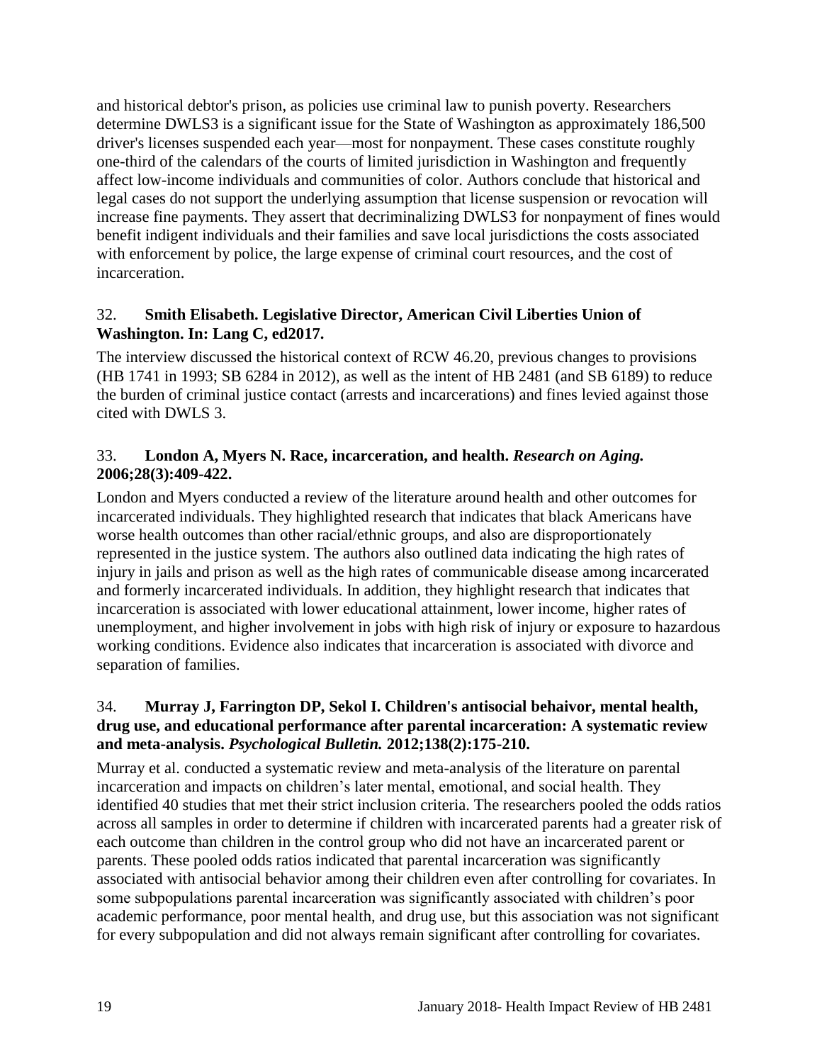and historical debtor's prison, as policies use criminal law to punish poverty. Researchers determine DWLS3 is a significant issue for the State of Washington as approximately 186,500 driver's licenses suspended each year—most for nonpayment. These cases constitute roughly one-third of the calendars of the courts of limited jurisdiction in Washington and frequently affect low-income individuals and communities of color. Authors conclude that historical and legal cases do not support the underlying assumption that license suspension or revocation will increase fine payments. They assert that decriminalizing DWLS3 for nonpayment of fines would benefit indigent individuals and their families and save local jurisdictions the costs associated with enforcement by police, the large expense of criminal court resources, and the cost of incarceration.

32. **Smith Elisabeth. Legislative Director, American Civil Liberties Union of Washington. In: Lang C, ed2017.**

The interview discussed the historical context of RCW 46.20, previous changes to provisions (HB 1741 in 1993; SB 6284 in 2012), as well as the intent of HB 2481 (and SB 6189) to reduce the burden of criminal justice contact (arrests and incarcerations) and fines levied against those cited with DWLS 3.

33. **London A, Myers N. Race, incarceration, and health.** ***Research on Aging.*** **2006;28(3):409-422.**

London and Myers conducted a review of the literature around health and other outcomes for incarcerated individuals. They highlighted research that indicates that black Americans have worse health outcomes than other racial/ethnic groups, and also are disproportionately represented in the justice system. The authors also outlined data indicating the high rates of injury in jails and prison as well as the high rates of communicable disease among incarcerated and formerly incarcerated individuals. In addition, they highlight research that indicates that incarceration is associated with lower educational attainment, lower income, higher rates of unemployment, and higher involvement in jobs with high risk of injury or exposure to hazardous working conditions. Evidence also indicates that incarceration is associated with divorce and separation of families.

34. **Murray J, Farrington DP, Sekol I. Children's antisocial behaivor, mental health, drug use, and educational performance after parental incarceration: A systematic review and meta-analysis.** ***Psychological Bulletin.*** **2012;138(2):175-210.**

Murray et al. conducted a systematic review and meta-analysis of the literature on parental incarceration and impacts on children's later mental, emotional, and social health. They identified 40 studies that met their strict inclusion criteria. The researchers pooled the odds ratios across all samples in order to determine if children with incarcerated parents had a greater risk of each outcome than children in the control group who did not have an incarcerated parent or parents. These pooled odds ratios indicated that parental incarceration was significantly associated with antisocial behavior among their children even after controlling for covariates. In some subpopulations parental incarceration was significantly associated with children's poor academic performance, poor mental health, and drug use, but this association was not significant for every subpopulation and did not always remain significant after controlling for covariates.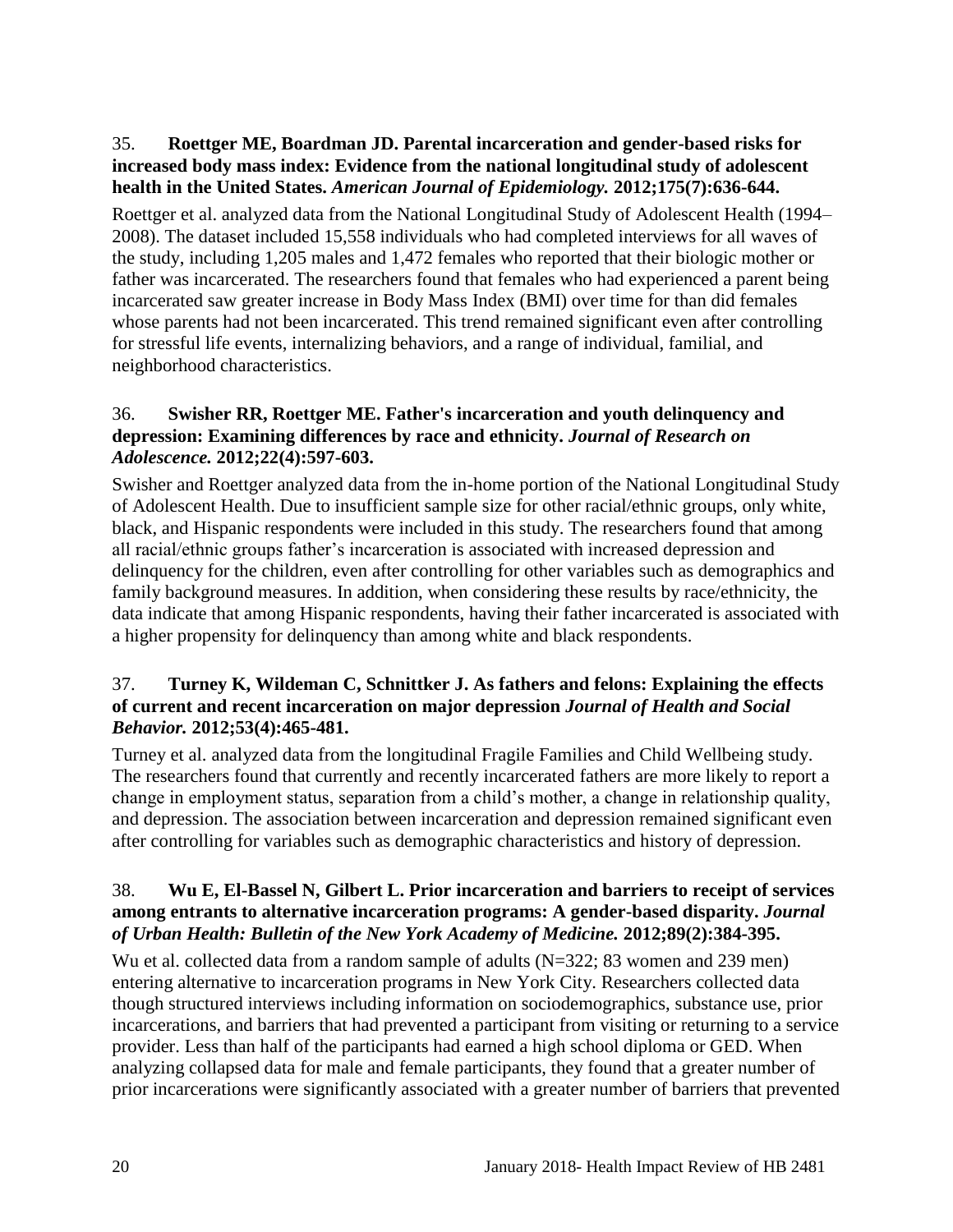35. **Roettger ME, Boardman JD. Parental incarceration and gender-based risks for increased body mass index: Evidence from the national longitudinal study of adolescent health in the United States.** ***American Journal of Epidemiology.*** **2012;175(7):636-644.**

Roettger et al. analyzed data from the National Longitudinal Study of Adolescent Health (1994–2008). The dataset included 15,558 individuals who had completed interviews for all waves of the study, including 1,205 males and 1,472 females who reported that their biologic mother or father was incarcerated. The researchers found that females who had experienced a parent being incarcerated saw greater increase in Body Mass Index (BMI) over time for than did females whose parents had not been incarcerated. This trend remained significant even after controlling for stressful life events, internalizing behaviors, and a range of individual, familial, and neighborhood characteristics.

36. **Swisher RR, Roettger ME. Father's incarceration and youth delinquency and depression: Examining differences by race and ethnicity.** ***Journal of Research on Adolescence.*** **2012;22(4):597-603.**

Swisher and Roettger analyzed data from the in-home portion of the National Longitudinal Study of Adolescent Health. Due to insufficient sample size for other racial/ethnic groups, only white, black, and Hispanic respondents were included in this study. The researchers found that among all racial/ethnic groups father's incarceration is associated with increased depression and delinquency for the children, even after controlling for other variables such as demographics and family background measures. In addition, when considering these results by race/ethnicity, the data indicate that among Hispanic respondents, having their father incarcerated is associated with a higher propensity for delinquency than among white and black respondents.

37. **Turney K, Wildeman C, Schnittker J. As fathers and felons: Explaining the effects of current and recent incarceration on major depression** ***Journal of Health and Social Behavior.*** **2012;53(4):465-481.**

Turney et al. analyzed data from the longitudinal Fragile Families and Child Wellbeing study. The researchers found that currently and recently incarcerated fathers are more likely to report a change in employment status, separation from a child's mother, a change in relationship quality, and depression. The association between incarceration and depression remained significant even after controlling for variables such as demographic characteristics and history of depression.

38. **Wu E, El-Bassel N, Gilbert L. Prior incarceration and barriers to receipt of services among entrants to alternative incarceration programs: A gender-based disparity.** ***Journal of Urban Health: Bulletin of the New York Academy of Medicine.*** **2012;89(2):384-395.**

Wu et al. collected data from a random sample of adults (N=322; 83 women and 239 men) entering alternative to incarceration programs in New York City. Researchers collected data though structured interviews including information on sociodemographics, substance use, prior incarcerations, and barriers that had prevented a participant from visiting or returning to a service provider. Less than half of the participants had earned a high school diploma or GED. When analyzing collapsed data for male and female participants, they found that a greater number of prior incarcerations were significantly associated with a greater number of barriers that prevented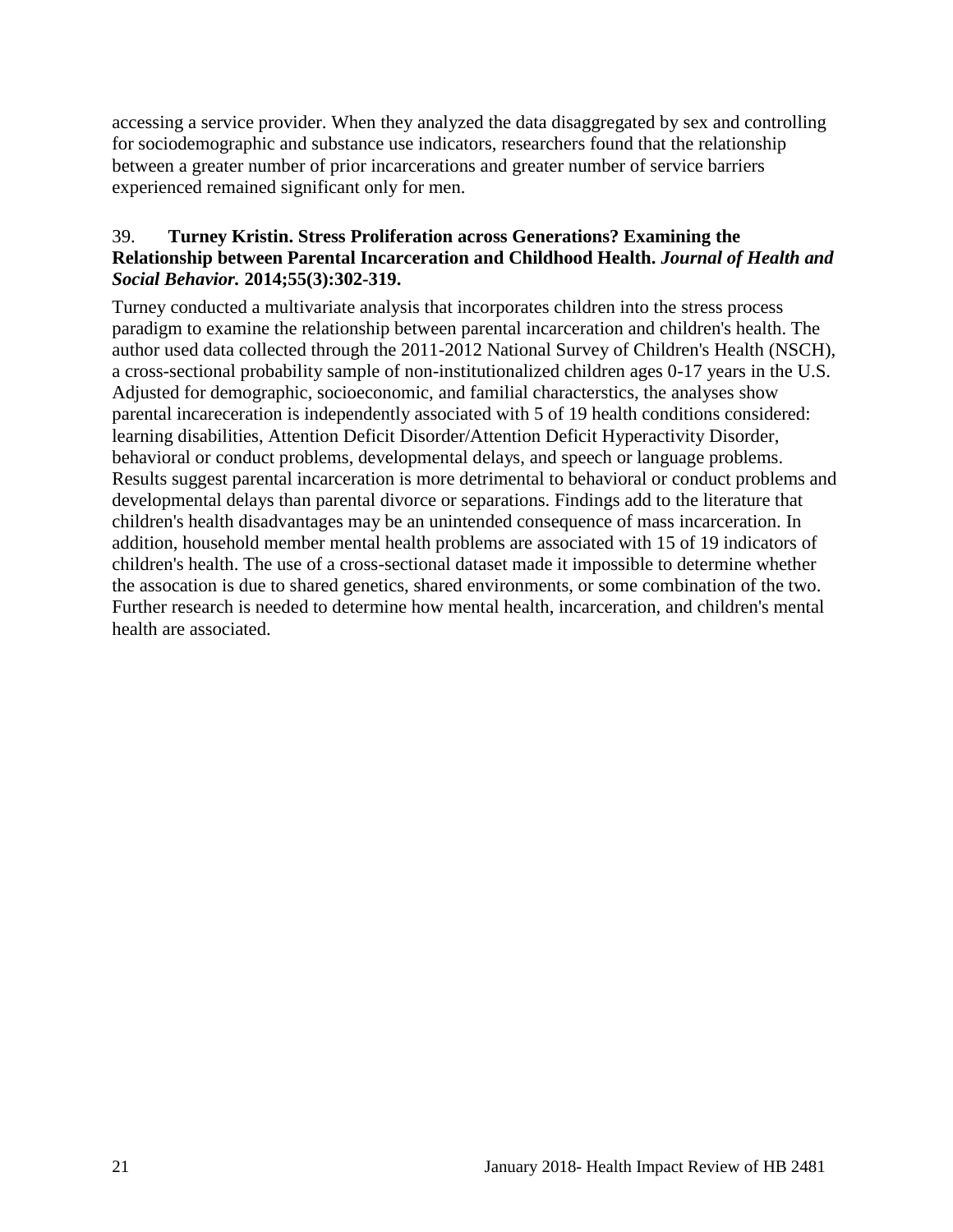accessing a service provider. When they analyzed the data disaggregated by sex and controlling for sociodemographic and substance use indicators, researchers found that the relationship between a greater number of prior incarcerations and greater number of service barriers experienced remained significant only for men.

39. **Turney Kristin. Stress Proliferation across Generations? Examining the Relationship between Parental Incarceration and Childhood Health.** ***Journal of Health and Social Behavior.*** **2014;55(3):302-319.**

Turney conducted a multivariate analysis that incorporates children into the stress process paradigm to examine the relationship between parental incarceration and children's health. The author used data collected through the 2011-2012 National Survey of Children's Health (NSCH), a cross-sectional probability sample of non-institutionalized children ages 0-17 years in the U.S. Adjusted for demographic, socioeconomic, and familial characterstics, the analyses show parental incareceration is independently associated with 5 of 19 health conditions considered: learning disabilities, Attention Deficit Disorder/Attention Deficit Hyperactivity Disorder, behavioral or conduct problems, developmental delays, and speech or language problems. Results suggest parental incarceration is more detrimental to behavioral or conduct problems and developmental delays than parental divorce or separations. Findings add to the literature that children's health disadvantages may be an unintended consequence of mass incarceration. In addition, household member mental health problems are associated with 15 of 19 indicators of children's health. The use of a cross-sectional dataset made it impossible to determine whether the assocation is due to shared genetics, shared environments, or some combination of the two. Further research is needed to determine how mental health, incarceration, and children's mental health are associated.